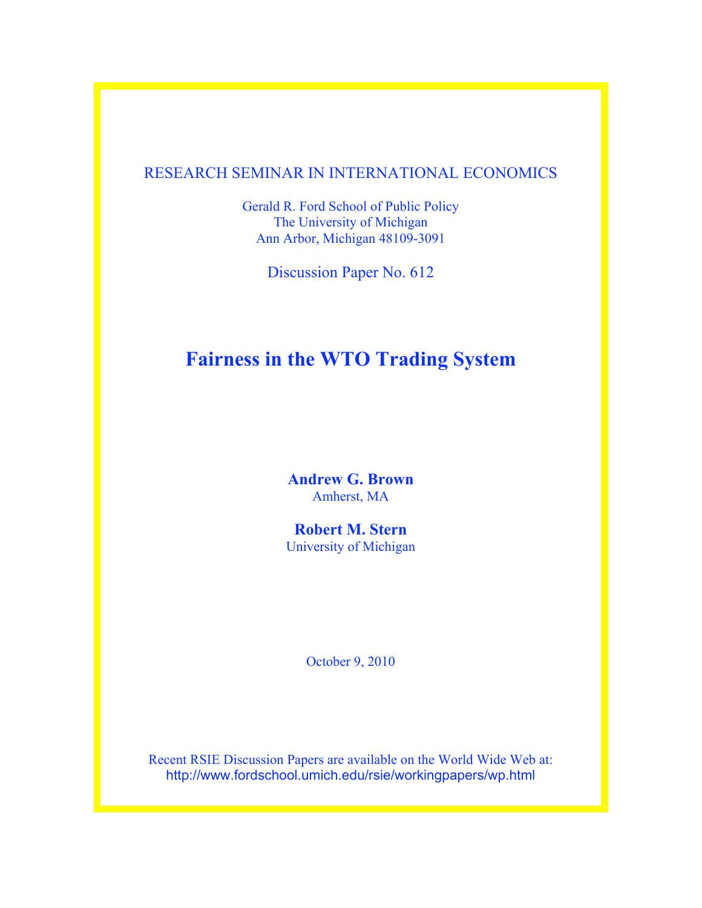RESEARCH SEMINAR IN INTERNATIONAL ECONOMICS

Gerald R. Ford School of Public Policy
The University of Michigan
Ann Arbor, Michigan 48109-3091

Discussion Paper No. 612

# Fairness in the WTO Trading System

**Andrew G. Brown**
Amherst, MA

**Robert M. Stern**
University of Michigan

October 9, 2010

Recent RSIE Discussion Papers are available on the World Wide Web at:
http://www.fordschool.umich.edu/rsie/workingpapers/wp.html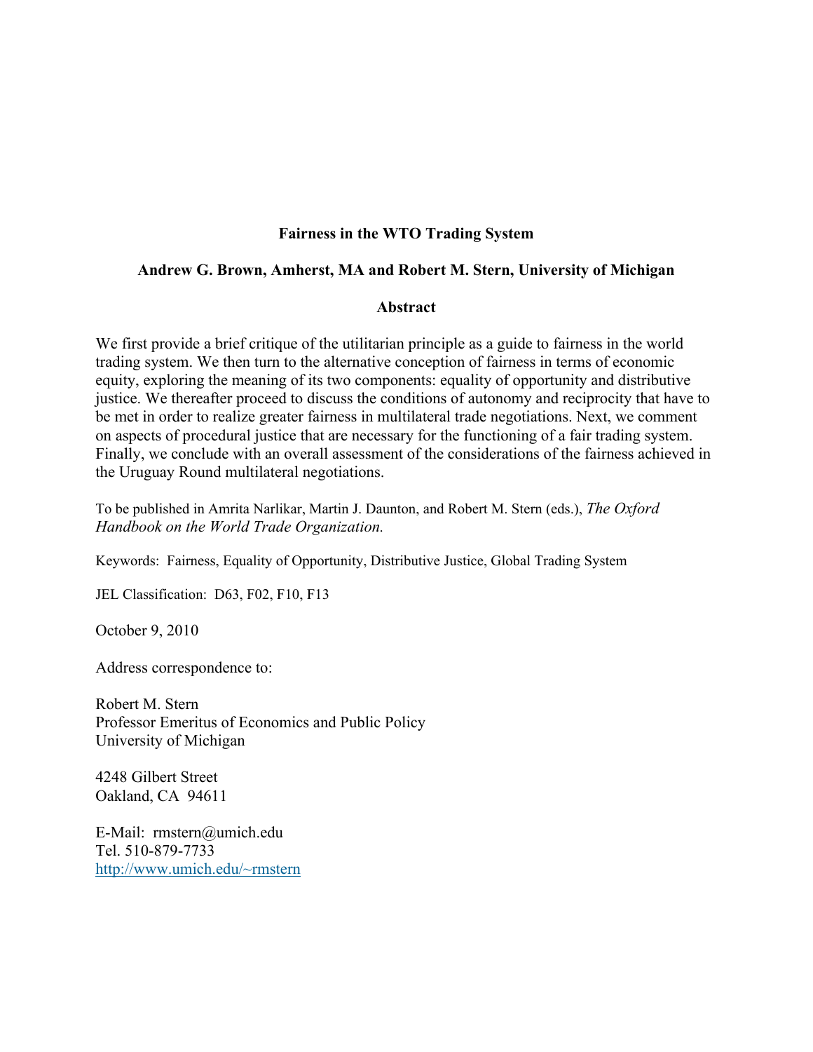**Fairness in the WTO Trading System**

**Andrew G. Brown, Amherst, MA and Robert M. Stern, University of Michigan**

**Abstract**

We first provide a brief critique of the utilitarian principle as a guide to fairness in the world trading system. We then turn to the alternative conception of fairness in terms of economic equity, exploring the meaning of its two components: equality of opportunity and distributive justice. We thereafter proceed to discuss the conditions of autonomy and reciprocity that have to be met in order to realize greater fairness in multilateral trade negotiations. Next, we comment on aspects of procedural justice that are necessary for the functioning of a fair trading system. Finally, we conclude with an overall assessment of the considerations of the fairness achieved in the Uruguay Round multilateral negotiations.

To be published in Amrita Narlikar, Martin J. Daunton, and Robert M. Stern (eds.), *The Oxford Handbook on the World Trade Organization.*

Keywords: Fairness, Equality of Opportunity, Distributive Justice, Global Trading System

JEL Classification: D63, F02, F10, F13

October 9, 2010

Address correspondence to:

Robert M. Stern
Professor Emeritus of Economics and Public Policy
University of Michigan

4248 Gilbert Street
Oakland, CA 94611

E-Mail: rmstern@umich.edu
Tel. 510-879-7733
http://www.umich.edu/~rmstern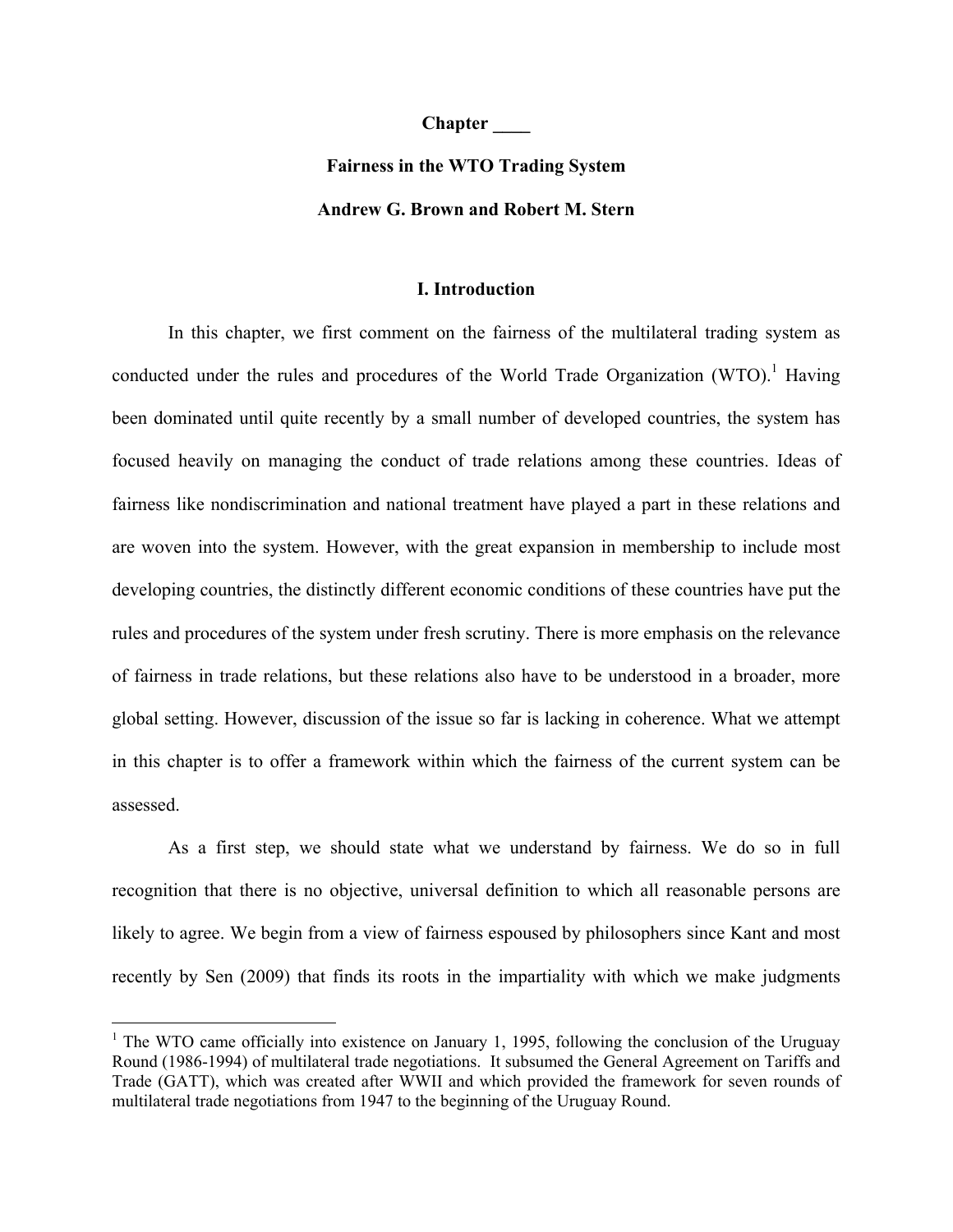**Chapter ____**

# Fairness in the WTO Trading System

**Andrew G. Brown and Robert M. Stern**

## I. Introduction

In this chapter, we first comment on the fairness of the multilateral trading system as conducted under the rules and procedures of the World Trade Organization (WTO).[1] Having been dominated until quite recently by a small number of developed countries, the system has focused heavily on managing the conduct of trade relations among these countries. Ideas of fairness like nondiscrimination and national treatment have played a part in these relations and are woven into the system. However, with the great expansion in membership to include most developing countries, the distinctly different economic conditions of these countries have put the rules and procedures of the system under fresh scrutiny. There is more emphasis on the relevance of fairness in trade relations, but these relations also have to be understood in a broader, more global setting. However, discussion of the issue so far is lacking in coherence. What we attempt in this chapter is to offer a framework within which the fairness of the current system can be assessed.

As a first step, we should state what we understand by fairness. We do so in full recognition that there is no objective, universal definition to which all reasonable persons are likely to agree. We begin from a view of fairness espoused by philosophers since Kant and most recently by Sen (2009) that finds its roots in the impartiality with which we make judgments

---

[1] The WTO came officially into existence on January 1, 1995, following the conclusion of the Uruguay Round (1986-1994) of multilateral trade negotiations. It subsumed the General Agreement on Tariffs and Trade (GATT), which was created after WWII and which provided the framework for seven rounds of multilateral trade negotiations from 1947 to the beginning of the Uruguay Round.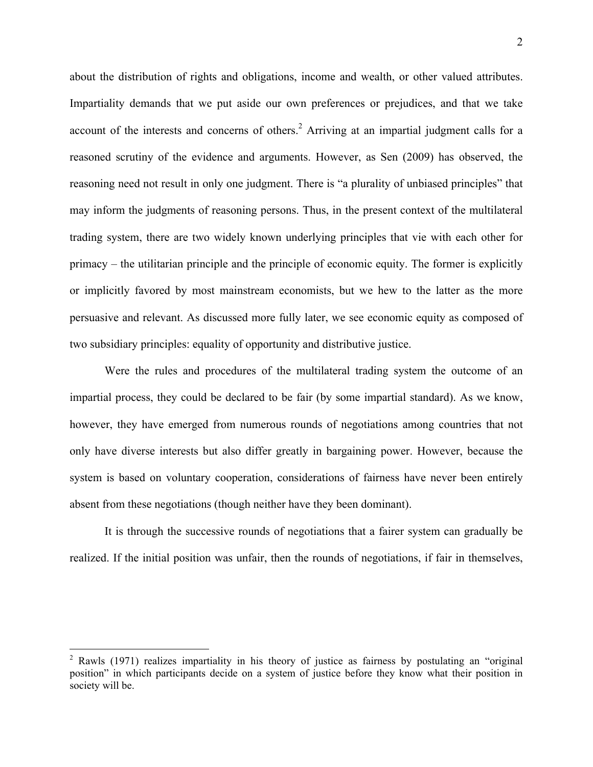about the distribution of rights and obligations, income and wealth, or other valued attributes. Impartiality demands that we put aside our own preferences or prejudices, and that we take account of the interests and concerns of others.[2] Arriving at an impartial judgment calls for a reasoned scrutiny of the evidence and arguments. However, as Sen (2009) has observed, the reasoning need not result in only one judgment. There is "a plurality of unbiased principles" that may inform the judgments of reasoning persons. Thus, in the present context of the multilateral trading system, there are two widely known underlying principles that vie with each other for primacy – the utilitarian principle and the principle of economic equity. The former is explicitly or implicitly favored by most mainstream economists, but we hew to the latter as the more persuasive and relevant. As discussed more fully later, we see economic equity as composed of two subsidiary principles: equality of opportunity and distributive justice.

Were the rules and procedures of the multilateral trading system the outcome of an impartial process, they could be declared to be fair (by some impartial standard). As we know, however, they have emerged from numerous rounds of negotiations among countries that not only have diverse interests but also differ greatly in bargaining power. However, because the system is based on voluntary cooperation, considerations of fairness have never been entirely absent from these negotiations (though neither have they been dominant).

It is through the successive rounds of negotiations that a fairer system can gradually be realized. If the initial position was unfair, then the rounds of negotiations, if fair in themselves,

---

[2] Rawls (1971) realizes impartiality in his theory of justice as fairness by postulating an "original position" in which participants decide on a system of justice before they know what their position in society will be.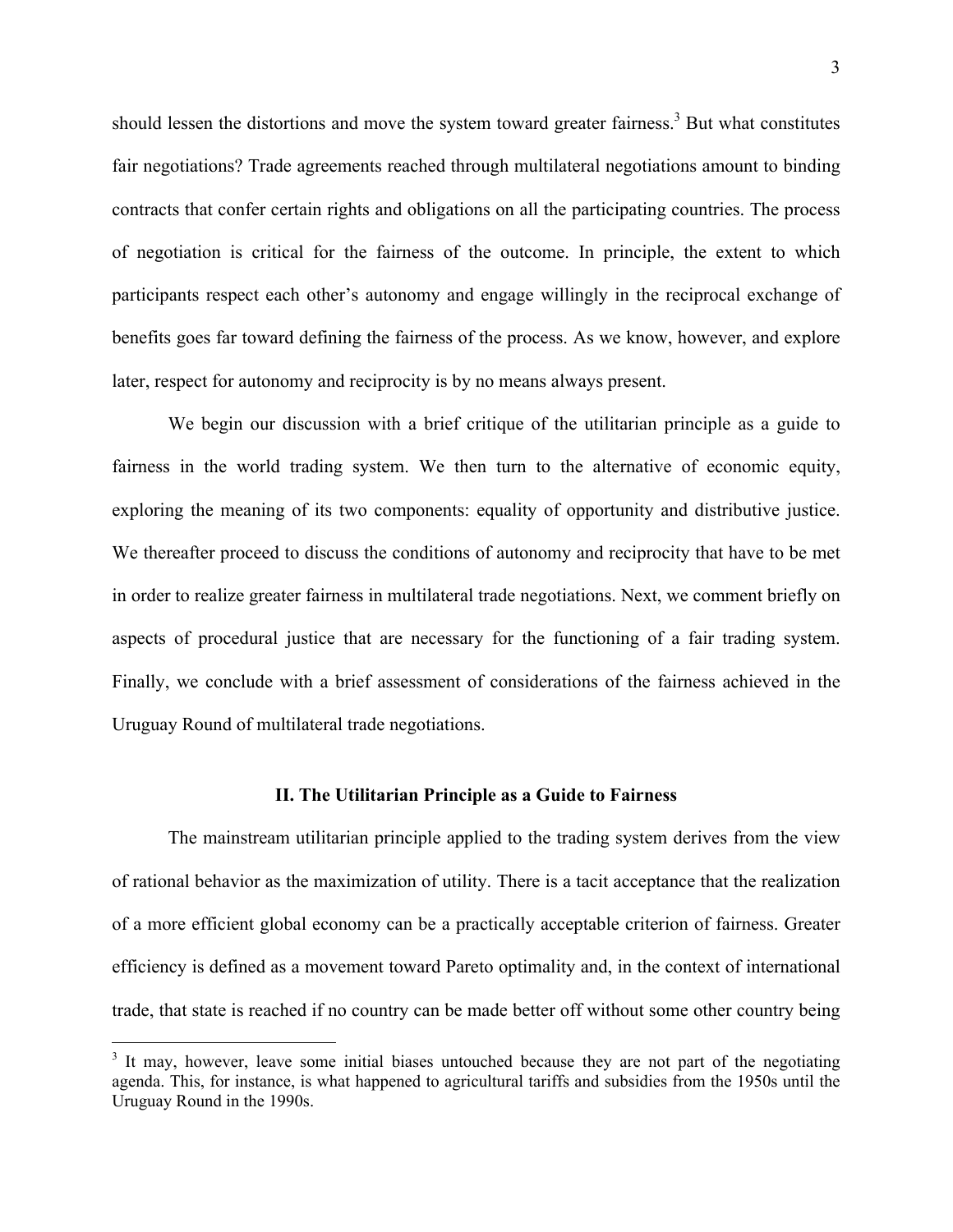should lessen the distortions and move the system toward greater fairness.[3] But what constitutes fair negotiations? Trade agreements reached through multilateral negotiations amount to binding contracts that confer certain rights and obligations on all the participating countries. The process of negotiation is critical for the fairness of the outcome. In principle, the extent to which participants respect each other's autonomy and engage willingly in the reciprocal exchange of benefits goes far toward defining the fairness of the process. As we know, however, and explore later, respect for autonomy and reciprocity is by no means always present.

We begin our discussion with a brief critique of the utilitarian principle as a guide to fairness in the world trading system. We then turn to the alternative of economic equity, exploring the meaning of its two components: equality of opportunity and distributive justice. We thereafter proceed to discuss the conditions of autonomy and reciprocity that have to be met in order to realize greater fairness in multilateral trade negotiations. Next, we comment briefly on aspects of procedural justice that are necessary for the functioning of a fair trading system. Finally, we conclude with a brief assessment of considerations of the fairness achieved in the Uruguay Round of multilateral trade negotiations.

## II. The Utilitarian Principle as a Guide to Fairness

The mainstream utilitarian principle applied to the trading system derives from the view of rational behavior as the maximization of utility. There is a tacit acceptance that the realization of a more efficient global economy can be a practically acceptable criterion of fairness. Greater efficiency is defined as a movement toward Pareto optimality and, in the context of international trade, that state is reached if no country can be made better off without some other country being

[3] It may, however, leave some initial biases untouched because they are not part of the negotiating agenda. This, for instance, is what happened to agricultural tariffs and subsidies from the 1950s until the Uruguay Round in the 1990s.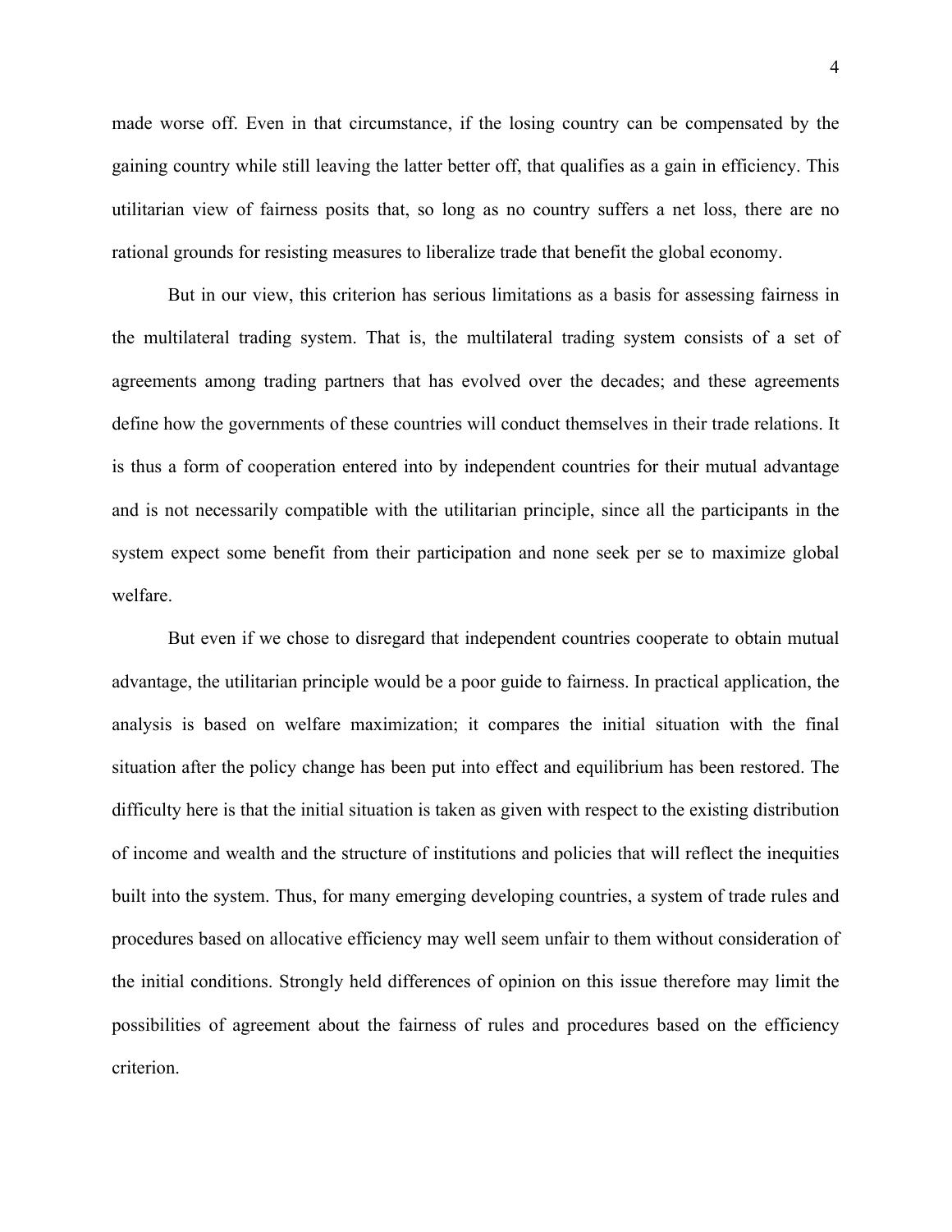made worse off. Even in that circumstance, if the losing country can be compensated by the gaining country while still leaving the latter better off, that qualifies as a gain in efficiency. This utilitarian view of fairness posits that, so long as no country suffers a net loss, there are no rational grounds for resisting measures to liberalize trade that benefit the global economy.

But in our view, this criterion has serious limitations as a basis for assessing fairness in the multilateral trading system. That is, the multilateral trading system consists of a set of agreements among trading partners that has evolved over the decades; and these agreements define how the governments of these countries will conduct themselves in their trade relations. It is thus a form of cooperation entered into by independent countries for their mutual advantage and is not necessarily compatible with the utilitarian principle, since all the participants in the system expect some benefit from their participation and none seek per se to maximize global welfare.

But even if we chose to disregard that independent countries cooperate to obtain mutual advantage, the utilitarian principle would be a poor guide to fairness. In practical application, the analysis is based on welfare maximization; it compares the initial situation with the final situation after the policy change has been put into effect and equilibrium has been restored. The difficulty here is that the initial situation is taken as given with respect to the existing distribution of income and wealth and the structure of institutions and policies that will reflect the inequities built into the system. Thus, for many emerging developing countries, a system of trade rules and procedures based on allocative efficiency may well seem unfair to them without consideration of the initial conditions. Strongly held differences of opinion on this issue therefore may limit the possibilities of agreement about the fairness of rules and procedures based on the efficiency criterion.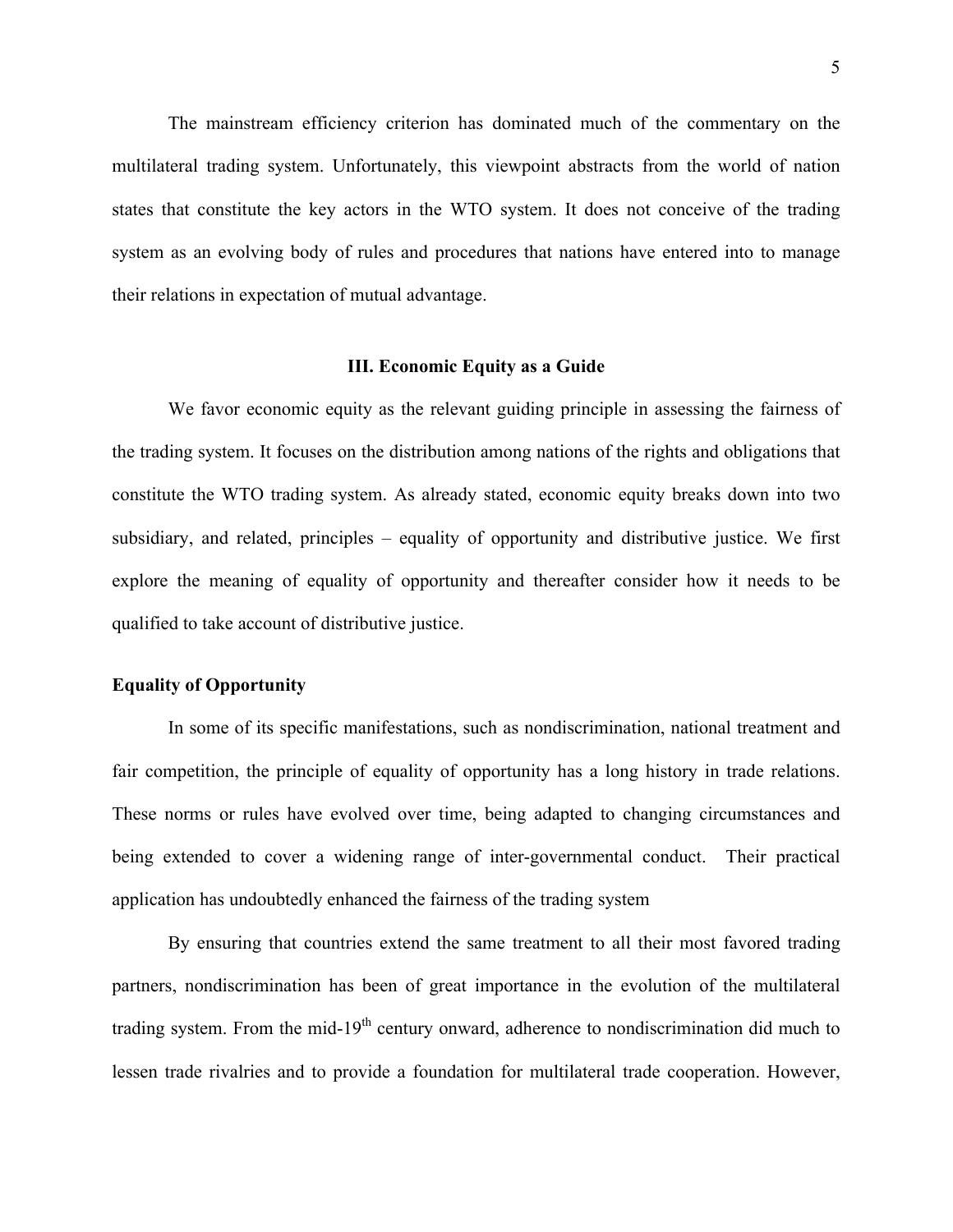The mainstream efficiency criterion has dominated much of the commentary on the multilateral trading system. Unfortunately, this viewpoint abstracts from the world of nation states that constitute the key actors in the WTO system. It does not conceive of the trading system as an evolving body of rules and procedures that nations have entered into to manage their relations in expectation of mutual advantage.

## III. Economic Equity as a Guide

We favor economic equity as the relevant guiding principle in assessing the fairness of the trading system. It focuses on the distribution among nations of the rights and obligations that constitute the WTO trading system. As already stated, economic equity breaks down into two subsidiary, and related, principles – equality of opportunity and distributive justice. We first explore the meaning of equality of opportunity and thereafter consider how it needs to be qualified to take account of distributive justice.

### Equality of Opportunity

In some of its specific manifestations, such as nondiscrimination, national treatment and fair competition, the principle of equality of opportunity has a long history in trade relations. These norms or rules have evolved over time, being adapted to changing circumstances and being extended to cover a widening range of inter-governmental conduct. Their practical application has undoubtedly enhanced the fairness of the trading system

By ensuring that countries extend the same treatment to all their most favored trading partners, nondiscrimination has been of great importance in the evolution of the multilateral trading system. From the mid-19th century onward, adherence to nondiscrimination did much to lessen trade rivalries and to provide a foundation for multilateral trade cooperation. However,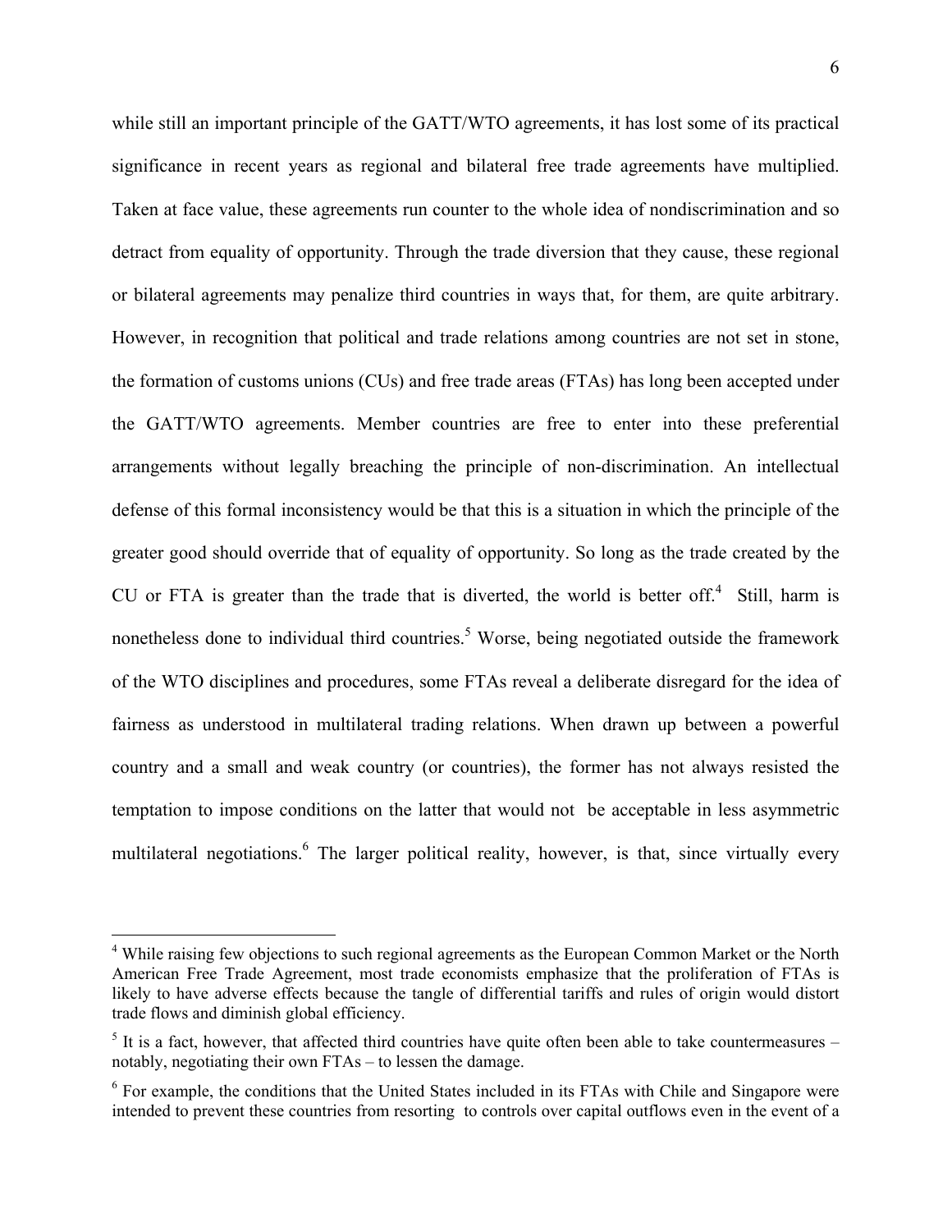while still an important principle of the GATT/WTO agreements, it has lost some of its practical significance in recent years as regional and bilateral free trade agreements have multiplied. Taken at face value, these agreements run counter to the whole idea of nondiscrimination and so detract from equality of opportunity. Through the trade diversion that they cause, these regional or bilateral agreements may penalize third countries in ways that, for them, are quite arbitrary. However, in recognition that political and trade relations among countries are not set in stone, the formation of customs unions (CUs) and free trade areas (FTAs) has long been accepted under the GATT/WTO agreements. Member countries are free to enter into these preferential arrangements without legally breaching the principle of non-discrimination. An intellectual defense of this formal inconsistency would be that this is a situation in which the principle of the greater good should override that of equality of opportunity. So long as the trade created by the CU or FTA is greater than the trade that is diverted, the world is better off.[4] Still, harm is nonetheless done to individual third countries.[5] Worse, being negotiated outside the framework of the WTO disciplines and procedures, some FTAs reveal a deliberate disregard for the idea of fairness as understood in multilateral trading relations. When drawn up between a powerful country and a small and weak country (or countries), the former has not always resisted the temptation to impose conditions on the latter that would not be acceptable in less asymmetric multilateral negotiations.[6] The larger political reality, however, is that, since virtually every

[4] While raising few objections to such regional agreements as the European Common Market or the North American Free Trade Agreement, most trade economists emphasize that the proliferation of FTAs is likely to have adverse effects because the tangle of differential tariffs and rules of origin would distort trade flows and diminish global efficiency.

[5] It is a fact, however, that affected third countries have quite often been able to take countermeasures – notably, negotiating their own FTAs – to lessen the damage.

[6] For example, the conditions that the United States included in its FTAs with Chile and Singapore were intended to prevent these countries from resorting to controls over capital outflows even in the event of a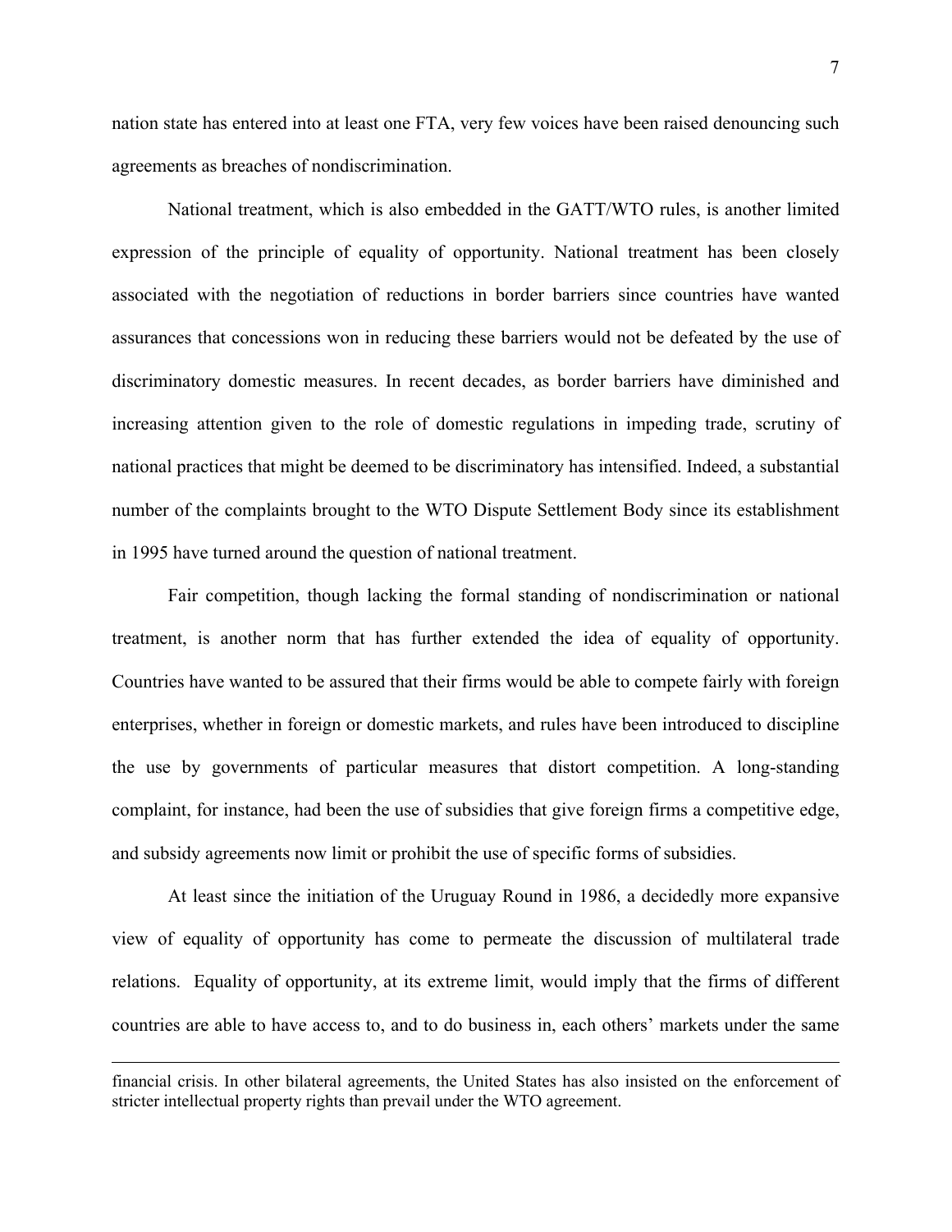nation state has entered into at least one FTA, very few voices have been raised denouncing such agreements as breaches of nondiscrimination.

National treatment, which is also embedded in the GATT/WTO rules, is another limited expression of the principle of equality of opportunity. National treatment has been closely associated with the negotiation of reductions in border barriers since countries have wanted assurances that concessions won in reducing these barriers would not be defeated by the use of discriminatory domestic measures. In recent decades, as border barriers have diminished and increasing attention given to the role of domestic regulations in impeding trade, scrutiny of national practices that might be deemed to be discriminatory has intensified. Indeed, a substantial number of the complaints brought to the WTO Dispute Settlement Body since its establishment in 1995 have turned around the question of national treatment.

Fair competition, though lacking the formal standing of nondiscrimination or national treatment, is another norm that has further extended the idea of equality of opportunity. Countries have wanted to be assured that their firms would be able to compete fairly with foreign enterprises, whether in foreign or domestic markets, and rules have been introduced to discipline the use by governments of particular measures that distort competition. A long-standing complaint, for instance, had been the use of subsidies that give foreign firms a competitive edge, and subsidy agreements now limit or prohibit the use of specific forms of subsidies.

At least since the initiation of the Uruguay Round in 1986, a decidedly more expansive view of equality of opportunity has come to permeate the discussion of multilateral trade relations. Equality of opportunity, at its extreme limit, would imply that the firms of different countries are able to have access to, and to do business in, each others' markets under the same

---

financial crisis. In other bilateral agreements, the United States has also insisted on the enforcement of stricter intellectual property rights than prevail under the WTO agreement.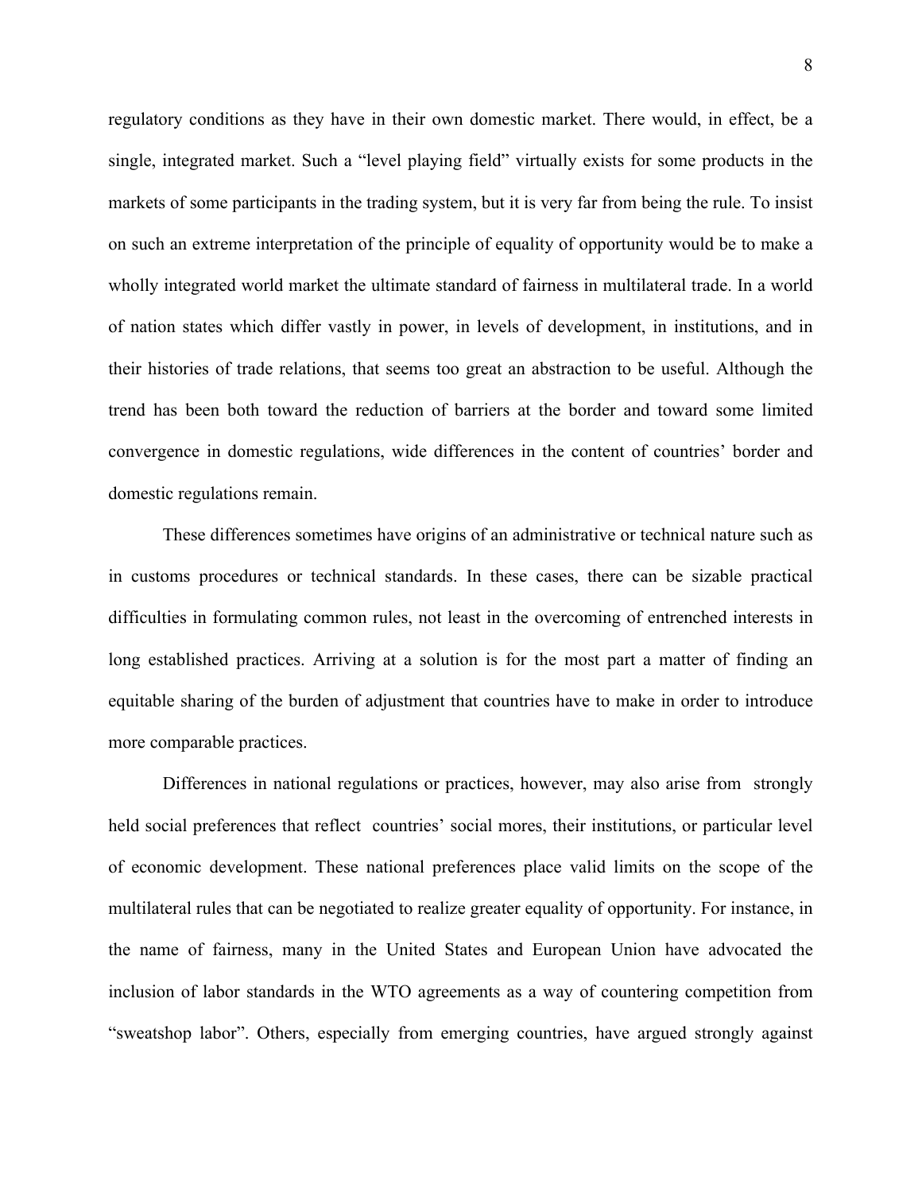regulatory conditions as they have in their own domestic market. There would, in effect, be a single, integrated market. Such a "level playing field" virtually exists for some products in the markets of some participants in the trading system, but it is very far from being the rule. To insist on such an extreme interpretation of the principle of equality of opportunity would be to make a wholly integrated world market the ultimate standard of fairness in multilateral trade. In a world of nation states which differ vastly in power, in levels of development, in institutions, and in their histories of trade relations, that seems too great an abstraction to be useful. Although the trend has been both toward the reduction of barriers at the border and toward some limited convergence in domestic regulations, wide differences in the content of countries' border and domestic regulations remain.

These differences sometimes have origins of an administrative or technical nature such as in customs procedures or technical standards. In these cases, there can be sizable practical difficulties in formulating common rules, not least in the overcoming of entrenched interests in long established practices. Arriving at a solution is for the most part a matter of finding an equitable sharing of the burden of adjustment that countries have to make in order to introduce more comparable practices.

Differences in national regulations or practices, however, may also arise from strongly held social preferences that reflect countries' social mores, their institutions, or particular level of economic development. These national preferences place valid limits on the scope of the multilateral rules that can be negotiated to realize greater equality of opportunity. For instance, in the name of fairness, many in the United States and European Union have advocated the inclusion of labor standards in the WTO agreements as a way of countering competition from "sweatshop labor". Others, especially from emerging countries, have argued strongly against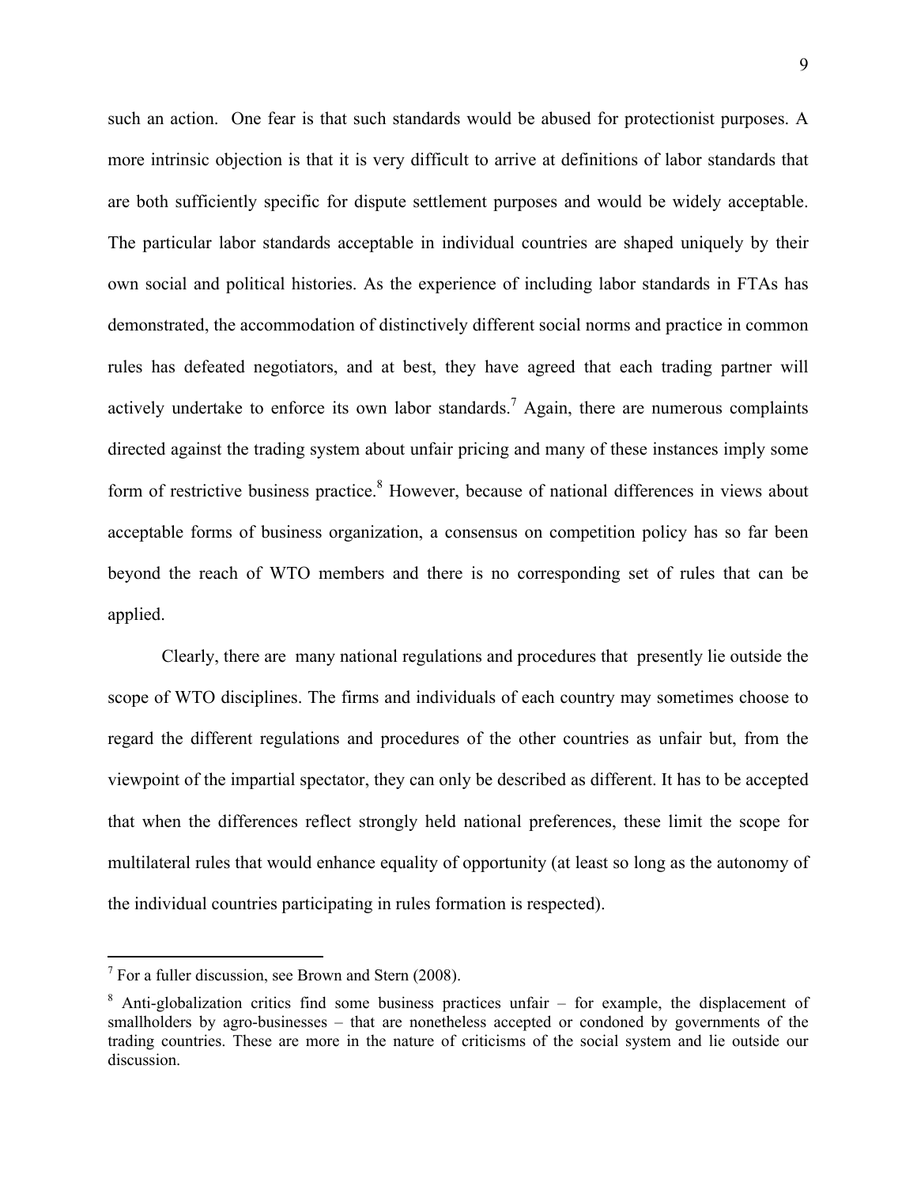such an action. One fear is that such standards would be abused for protectionist purposes. A more intrinsic objection is that it is very difficult to arrive at definitions of labor standards that are both sufficiently specific for dispute settlement purposes and would be widely acceptable. The particular labor standards acceptable in individual countries are shaped uniquely by their own social and political histories. As the experience of including labor standards in FTAs has demonstrated, the accommodation of distinctively different social norms and practice in common rules has defeated negotiators, and at best, they have agreed that each trading partner will actively undertake to enforce its own labor standards.[7] Again, there are numerous complaints directed against the trading system about unfair pricing and many of these instances imply some form of restrictive business practice.[8] However, because of national differences in views about acceptable forms of business organization, a consensus on competition policy has so far been beyond the reach of WTO members and there is no corresponding set of rules that can be applied.

Clearly, there are many national regulations and procedures that presently lie outside the scope of WTO disciplines. The firms and individuals of each country may sometimes choose to regard the different regulations and procedures of the other countries as unfair but, from the viewpoint of the impartial spectator, they can only be described as different. It has to be accepted that when the differences reflect strongly held national preferences, these limit the scope for multilateral rules that would enhance equality of opportunity (at least so long as the autonomy of the individual countries participating in rules formation is respected).

[7] For a fuller discussion, see Brown and Stern (2008).

[8] Anti-globalization critics find some business practices unfair – for example, the displacement of smallholders by agro-businesses – that are nonetheless accepted or condoned by governments of the trading countries. These are more in the nature of criticisms of the social system and lie outside our discussion.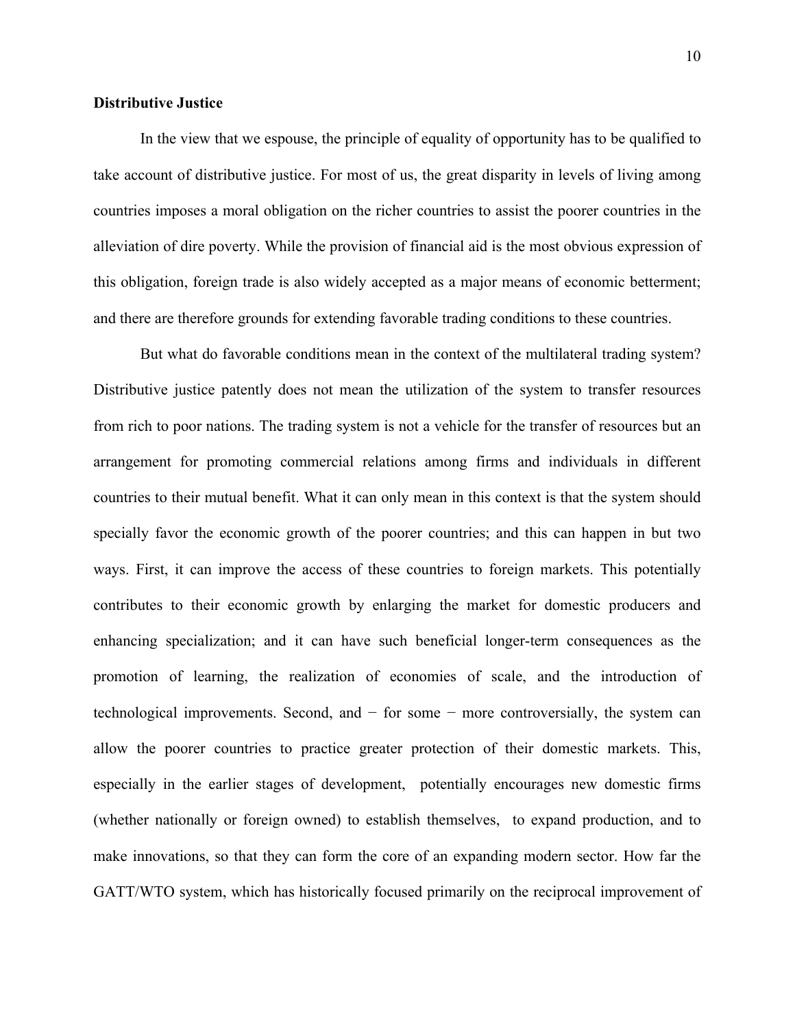**Distributive Justice**

In the view that we espouse, the principle of equality of opportunity has to be qualified to take account of distributive justice. For most of us, the great disparity in levels of living among countries imposes a moral obligation on the richer countries to assist the poorer countries in the alleviation of dire poverty. While the provision of financial aid is the most obvious expression of this obligation, foreign trade is also widely accepted as a major means of economic betterment; and there are therefore grounds for extending favorable trading conditions to these countries.

But what do favorable conditions mean in the context of the multilateral trading system? Distributive justice patently does not mean the utilization of the system to transfer resources from rich to poor nations. The trading system is not a vehicle for the transfer of resources but an arrangement for promoting commercial relations among firms and individuals in different countries to their mutual benefit. What it can only mean in this context is that the system should specially favor the economic growth of the poorer countries; and this can happen in but two ways. First, it can improve the access of these countries to foreign markets. This potentially contributes to their economic growth by enlarging the market for domestic producers and enhancing specialization; and it can have such beneficial longer-term consequences as the promotion of learning, the realization of economies of scale, and the introduction of technological improvements. Second, and − for some − more controversially, the system can allow the poorer countries to practice greater protection of their domestic markets. This, especially in the earlier stages of development, potentially encourages new domestic firms (whether nationally or foreign owned) to establish themselves, to expand production, and to make innovations, so that they can form the core of an expanding modern sector. How far the GATT/WTO system, which has historically focused primarily on the reciprocal improvement of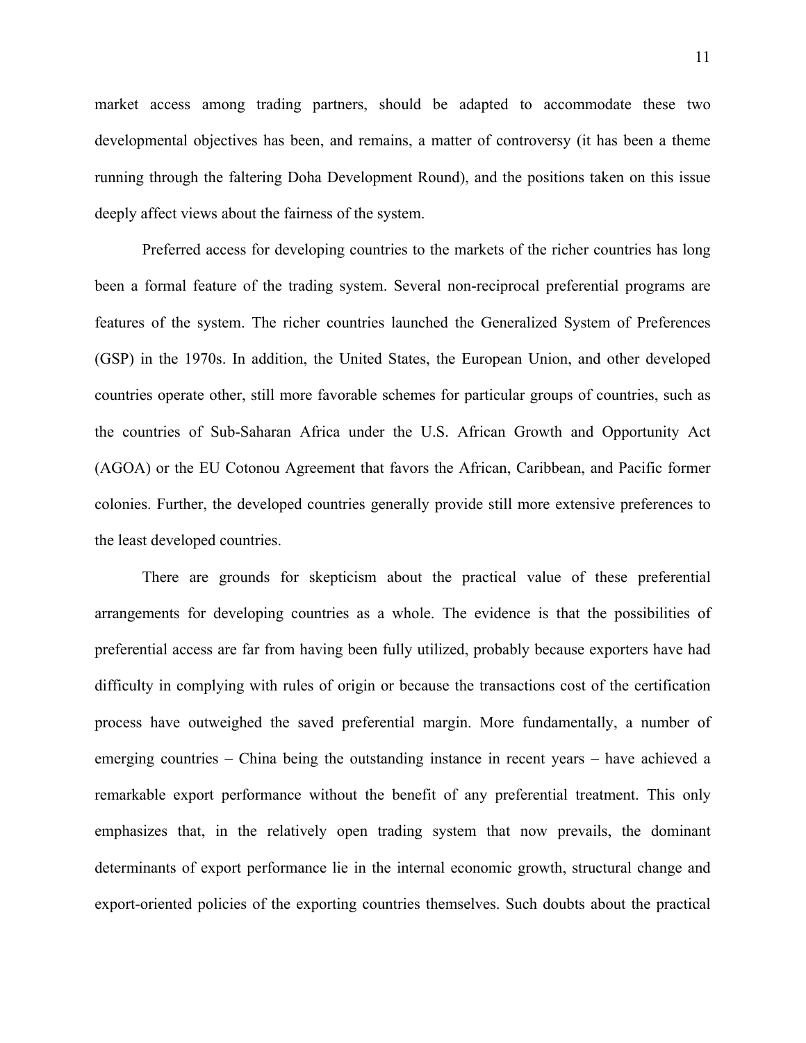market access among trading partners, should be adapted to accommodate these two developmental objectives has been, and remains, a matter of controversy (it has been a theme running through the faltering Doha Development Round), and the positions taken on this issue deeply affect views about the fairness of the system.

Preferred access for developing countries to the markets of the richer countries has long been a formal feature of the trading system. Several non-reciprocal preferential programs are features of the system. The richer countries launched the Generalized System of Preferences (GSP) in the 1970s. In addition, the United States, the European Union, and other developed countries operate other, still more favorable schemes for particular groups of countries, such as the countries of Sub-Saharan Africa under the U.S. African Growth and Opportunity Act (AGOA) or the EU Cotonou Agreement that favors the African, Caribbean, and Pacific former colonies. Further, the developed countries generally provide still more extensive preferences to the least developed countries.

There are grounds for skepticism about the practical value of these preferential arrangements for developing countries as a whole. The evidence is that the possibilities of preferential access are far from having been fully utilized, probably because exporters have had difficulty in complying with rules of origin or because the transactions cost of the certification process have outweighed the saved preferential margin. More fundamentally, a number of emerging countries – China being the outstanding instance in recent years – have achieved a remarkable export performance without the benefit of any preferential treatment. This only emphasizes that, in the relatively open trading system that now prevails, the dominant determinants of export performance lie in the internal economic growth, structural change and export-oriented policies of the exporting countries themselves. Such doubts about the practical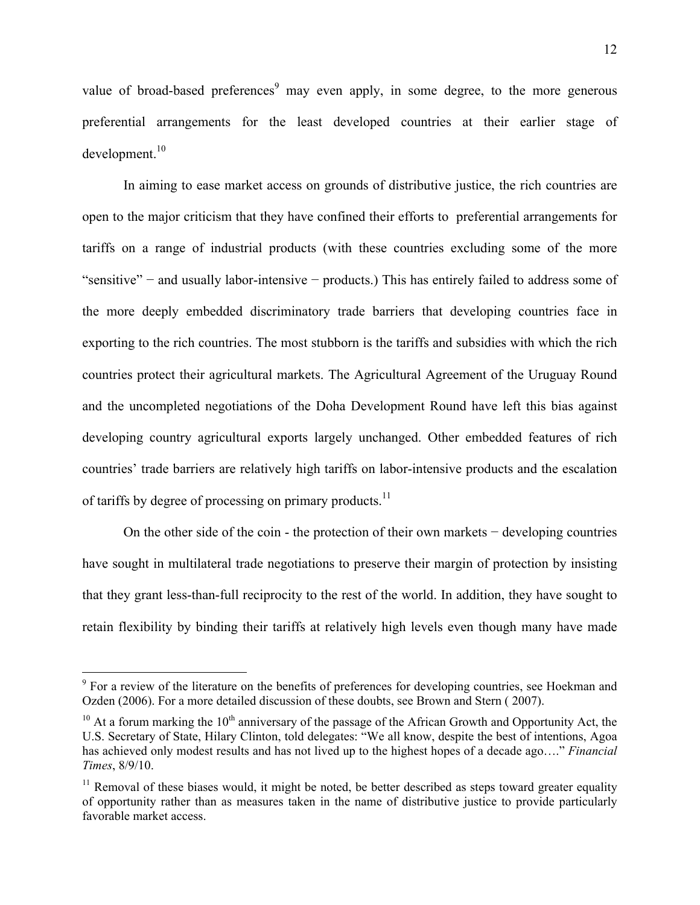value of broad-based preferences[9] may even apply, in some degree, to the more generous preferential arrangements for the least developed countries at their earlier stage of development.[10]

In aiming to ease market access on grounds of distributive justice, the rich countries are open to the major criticism that they have confined their efforts to preferential arrangements for tariffs on a range of industrial products (with these countries excluding some of the more "sensitive" − and usually labor-intensive − products.) This has entirely failed to address some of the more deeply embedded discriminatory trade barriers that developing countries face in exporting to the rich countries. The most stubborn is the tariffs and subsidies with which the rich countries protect their agricultural markets. The Agricultural Agreement of the Uruguay Round and the uncompleted negotiations of the Doha Development Round have left this bias against developing country agricultural exports largely unchanged. Other embedded features of rich countries' trade barriers are relatively high tariffs on labor-intensive products and the escalation of tariffs by degree of processing on primary products.[11]

On the other side of the coin - the protection of their own markets − developing countries have sought in multilateral trade negotiations to preserve their margin of protection by insisting that they grant less-than-full reciprocity to the rest of the world. In addition, they have sought to retain flexibility by binding their tariffs at relatively high levels even though many have made

---

[9] For a review of the literature on the benefits of preferences for developing countries, see Hoekman and Ozden (2006). For a more detailed discussion of these doubts, see Brown and Stern ( 2007).

[10] At a forum marking the 10th anniversary of the passage of the African Growth and Opportunity Act, the U.S. Secretary of State, Hilary Clinton, told delegates: "We all know, despite the best of intentions, Agoa has achieved only modest results and has not lived up to the highest hopes of a decade ago…." *Financial Times*, 8/9/10.

[11] Removal of these biases would, it might be noted, be better described as steps toward greater equality of opportunity rather than as measures taken in the name of distributive justice to provide particularly favorable market access.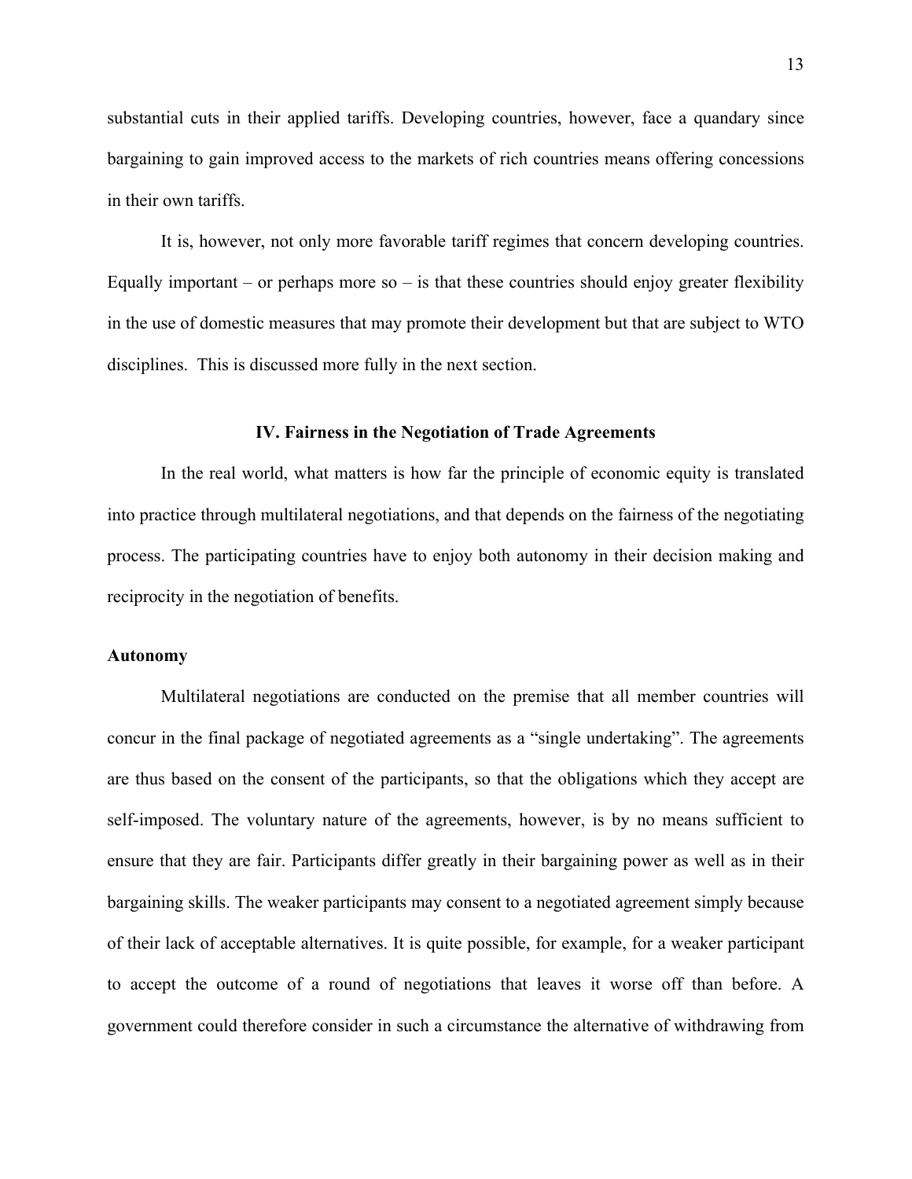substantial cuts in their applied tariffs. Developing countries, however, face a quandary since bargaining to gain improved access to the markets of rich countries means offering concessions in their own tariffs.

It is, however, not only more favorable tariff regimes that concern developing countries. Equally important – or perhaps more so – is that these countries should enjoy greater flexibility in the use of domestic measures that may promote their development but that are subject to WTO disciplines. This is discussed more fully in the next section.

## IV. Fairness in the Negotiation of Trade Agreements

In the real world, what matters is how far the principle of economic equity is translated into practice through multilateral negotiations, and that depends on the fairness of the negotiating process. The participating countries have to enjoy both autonomy in their decision making and reciprocity in the negotiation of benefits.

### Autonomy

Multilateral negotiations are conducted on the premise that all member countries will concur in the final package of negotiated agreements as a "single undertaking". The agreements are thus based on the consent of the participants, so that the obligations which they accept are self-imposed. The voluntary nature of the agreements, however, is by no means sufficient to ensure that they are fair. Participants differ greatly in their bargaining power as well as in their bargaining skills. The weaker participants may consent to a negotiated agreement simply because of their lack of acceptable alternatives. It is quite possible, for example, for a weaker participant to accept the outcome of a round of negotiations that leaves it worse off than before. A government could therefore consider in such a circumstance the alternative of withdrawing from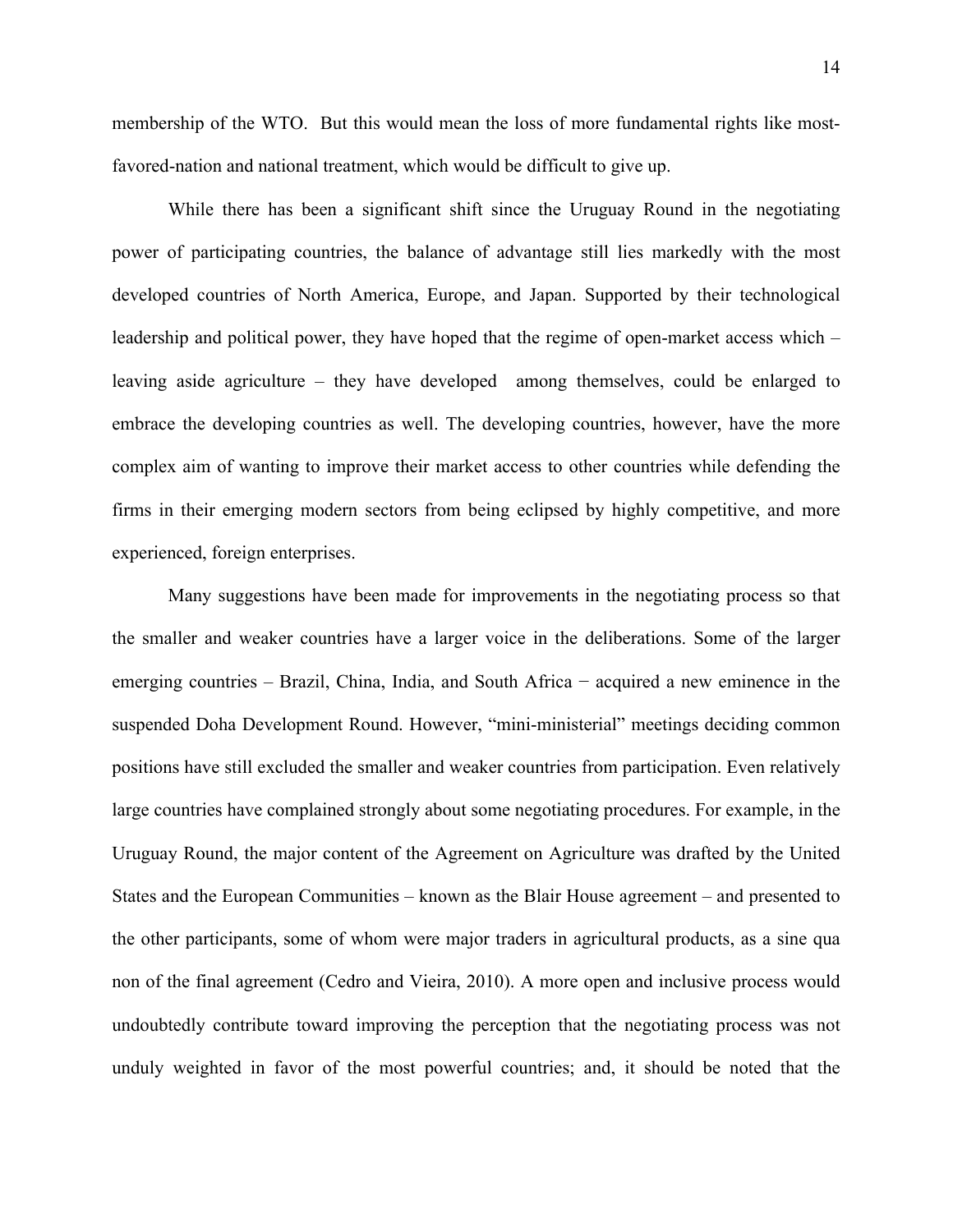membership of the WTO. But this would mean the loss of more fundamental rights like most-favored-nation and national treatment, which would be difficult to give up.

While there has been a significant shift since the Uruguay Round in the negotiating power of participating countries, the balance of advantage still lies markedly with the most developed countries of North America, Europe, and Japan. Supported by their technological leadership and political power, they have hoped that the regime of open-market access which – leaving aside agriculture – they have developed among themselves, could be enlarged to embrace the developing countries as well. The developing countries, however, have the more complex aim of wanting to improve their market access to other countries while defending the firms in their emerging modern sectors from being eclipsed by highly competitive, and more experienced, foreign enterprises.

Many suggestions have been made for improvements in the negotiating process so that the smaller and weaker countries have a larger voice in the deliberations. Some of the larger emerging countries – Brazil, China, India, and South Africa − acquired a new eminence in the suspended Doha Development Round. However, "mini-ministerial" meetings deciding common positions have still excluded the smaller and weaker countries from participation. Even relatively large countries have complained strongly about some negotiating procedures. For example, in the Uruguay Round, the major content of the Agreement on Agriculture was drafted by the United States and the European Communities – known as the Blair House agreement – and presented to the other participants, some of whom were major traders in agricultural products, as a sine qua non of the final agreement (Cedro and Vieira, 2010). A more open and inclusive process would undoubtedly contribute toward improving the perception that the negotiating process was not unduly weighted in favor of the most powerful countries; and, it should be noted that the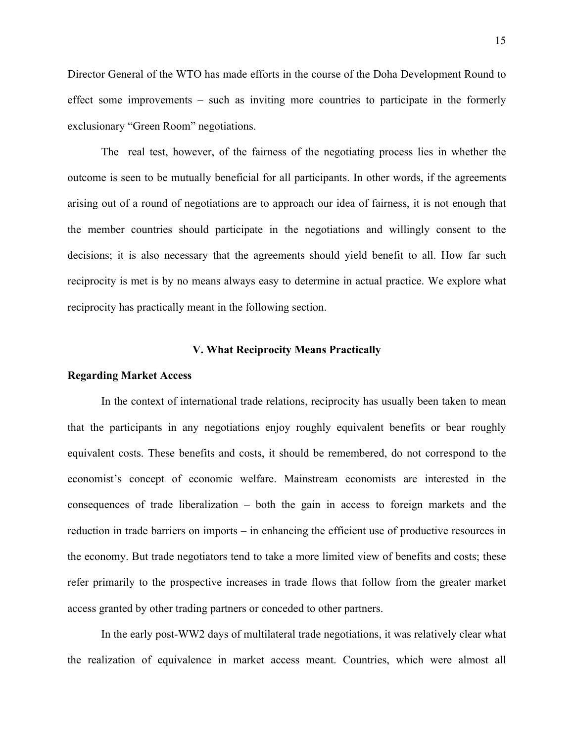Director General of the WTO has made efforts in the course of the Doha Development Round to effect some improvements – such as inviting more countries to participate in the formerly exclusionary "Green Room" negotiations.

The real test, however, of the fairness of the negotiating process lies in whether the outcome is seen to be mutually beneficial for all participants. In other words, if the agreements arising out of a round of negotiations are to approach our idea of fairness, it is not enough that the member countries should participate in the negotiations and willingly consent to the decisions; it is also necessary that the agreements should yield benefit to all. How far such reciprocity is met is by no means always easy to determine in actual practice. We explore what reciprocity has practically meant in the following section.

## V. What Reciprocity Means Practically

### Regarding Market Access

In the context of international trade relations, reciprocity has usually been taken to mean that the participants in any negotiations enjoy roughly equivalent benefits or bear roughly equivalent costs. These benefits and costs, it should be remembered, do not correspond to the economist's concept of economic welfare. Mainstream economists are interested in the consequences of trade liberalization – both the gain in access to foreign markets and the reduction in trade barriers on imports – in enhancing the efficient use of productive resources in the economy. But trade negotiators tend to take a more limited view of benefits and costs; these refer primarily to the prospective increases in trade flows that follow from the greater market access granted by other trading partners or conceded to other partners.

In the early post-WW2 days of multilateral trade negotiations, it was relatively clear what the realization of equivalence in market access meant. Countries, which were almost all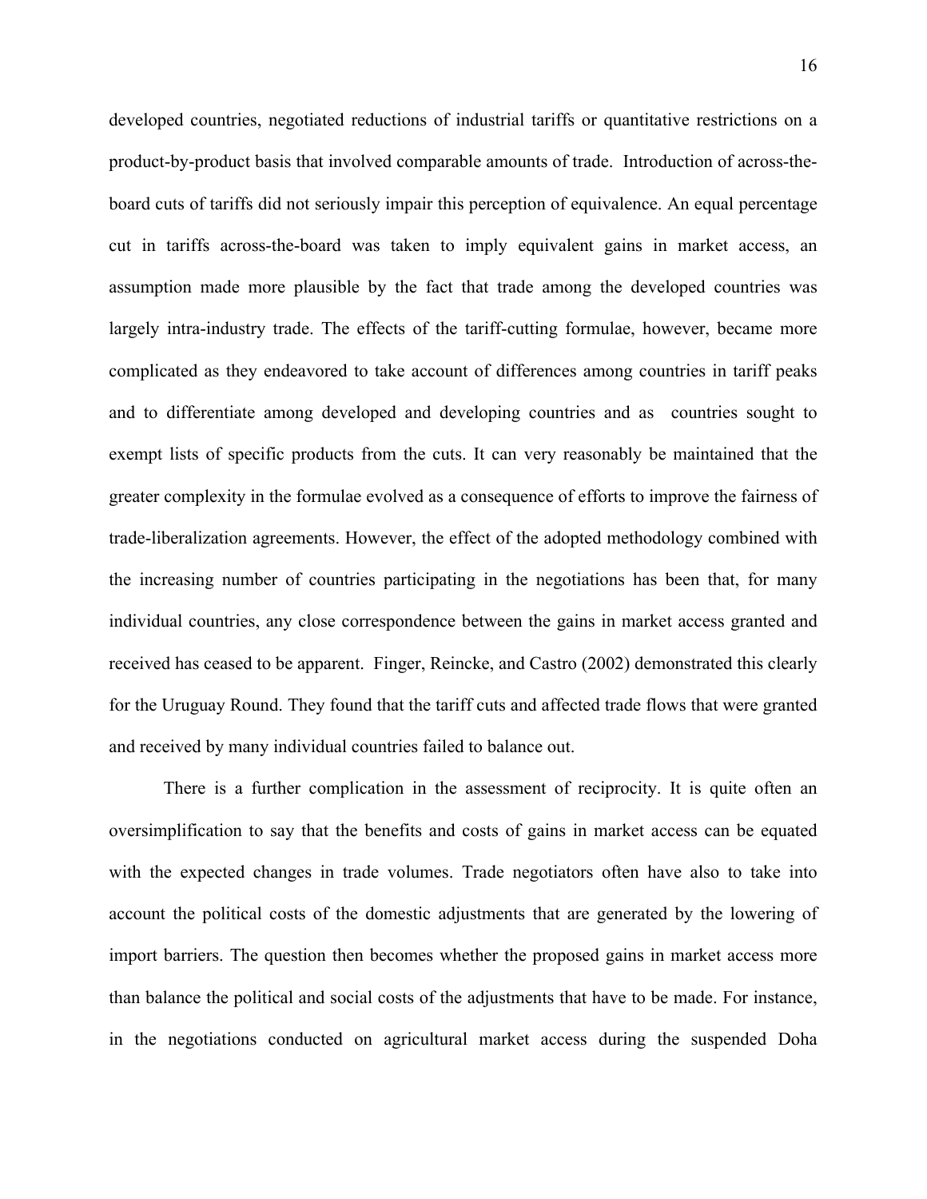developed countries, negotiated reductions of industrial tariffs or quantitative restrictions on a product-by-product basis that involved comparable amounts of trade. Introduction of across-the-board cuts of tariffs did not seriously impair this perception of equivalence. An equal percentage cut in tariffs across-the-board was taken to imply equivalent gains in market access, an assumption made more plausible by the fact that trade among the developed countries was largely intra-industry trade. The effects of the tariff-cutting formulae, however, became more complicated as they endeavored to take account of differences among countries in tariff peaks and to differentiate among developed and developing countries and as countries sought to exempt lists of specific products from the cuts. It can very reasonably be maintained that the greater complexity in the formulae evolved as a consequence of efforts to improve the fairness of trade-liberalization agreements. However, the effect of the adopted methodology combined with the increasing number of countries participating in the negotiations has been that, for many individual countries, any close correspondence between the gains in market access granted and received has ceased to be apparent. Finger, Reincke, and Castro (2002) demonstrated this clearly for the Uruguay Round. They found that the tariff cuts and affected trade flows that were granted and received by many individual countries failed to balance out.

There is a further complication in the assessment of reciprocity. It is quite often an oversimplification to say that the benefits and costs of gains in market access can be equated with the expected changes in trade volumes. Trade negotiators often have also to take into account the political costs of the domestic adjustments that are generated by the lowering of import barriers. The question then becomes whether the proposed gains in market access more than balance the political and social costs of the adjustments that have to be made. For instance, in the negotiations conducted on agricultural market access during the suspended Doha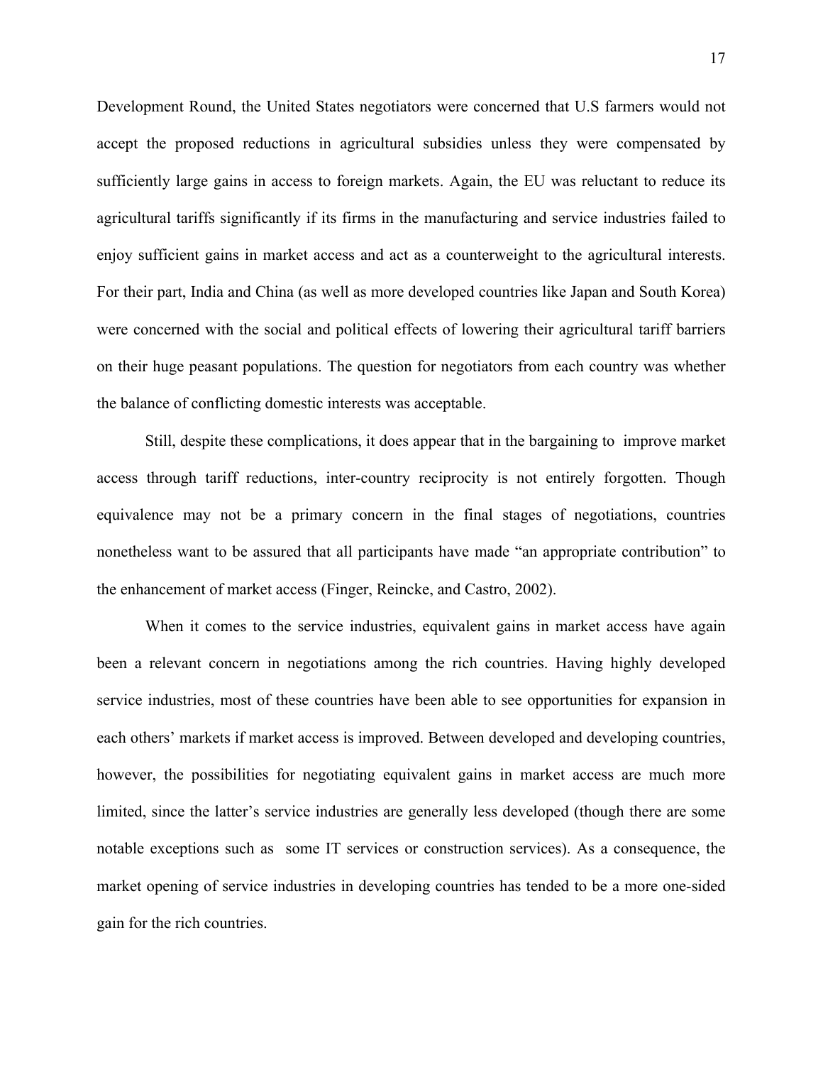Development Round, the United States negotiators were concerned that U.S farmers would not accept the proposed reductions in agricultural subsidies unless they were compensated by sufficiently large gains in access to foreign markets. Again, the EU was reluctant to reduce its agricultural tariffs significantly if its firms in the manufacturing and service industries failed to enjoy sufficient gains in market access and act as a counterweight to the agricultural interests. For their part, India and China (as well as more developed countries like Japan and South Korea) were concerned with the social and political effects of lowering their agricultural tariff barriers on their huge peasant populations. The question for negotiators from each country was whether the balance of conflicting domestic interests was acceptable.

Still, despite these complications, it does appear that in the bargaining to improve market access through tariff reductions, inter-country reciprocity is not entirely forgotten. Though equivalence may not be a primary concern in the final stages of negotiations, countries nonetheless want to be assured that all participants have made "an appropriate contribution" to the enhancement of market access (Finger, Reincke, and Castro, 2002).

When it comes to the service industries, equivalent gains in market access have again been a relevant concern in negotiations among the rich countries. Having highly developed service industries, most of these countries have been able to see opportunities for expansion in each others' markets if market access is improved. Between developed and developing countries, however, the possibilities for negotiating equivalent gains in market access are much more limited, since the latter's service industries are generally less developed (though there are some notable exceptions such as some IT services or construction services). As a consequence, the market opening of service industries in developing countries has tended to be a more one-sided gain for the rich countries.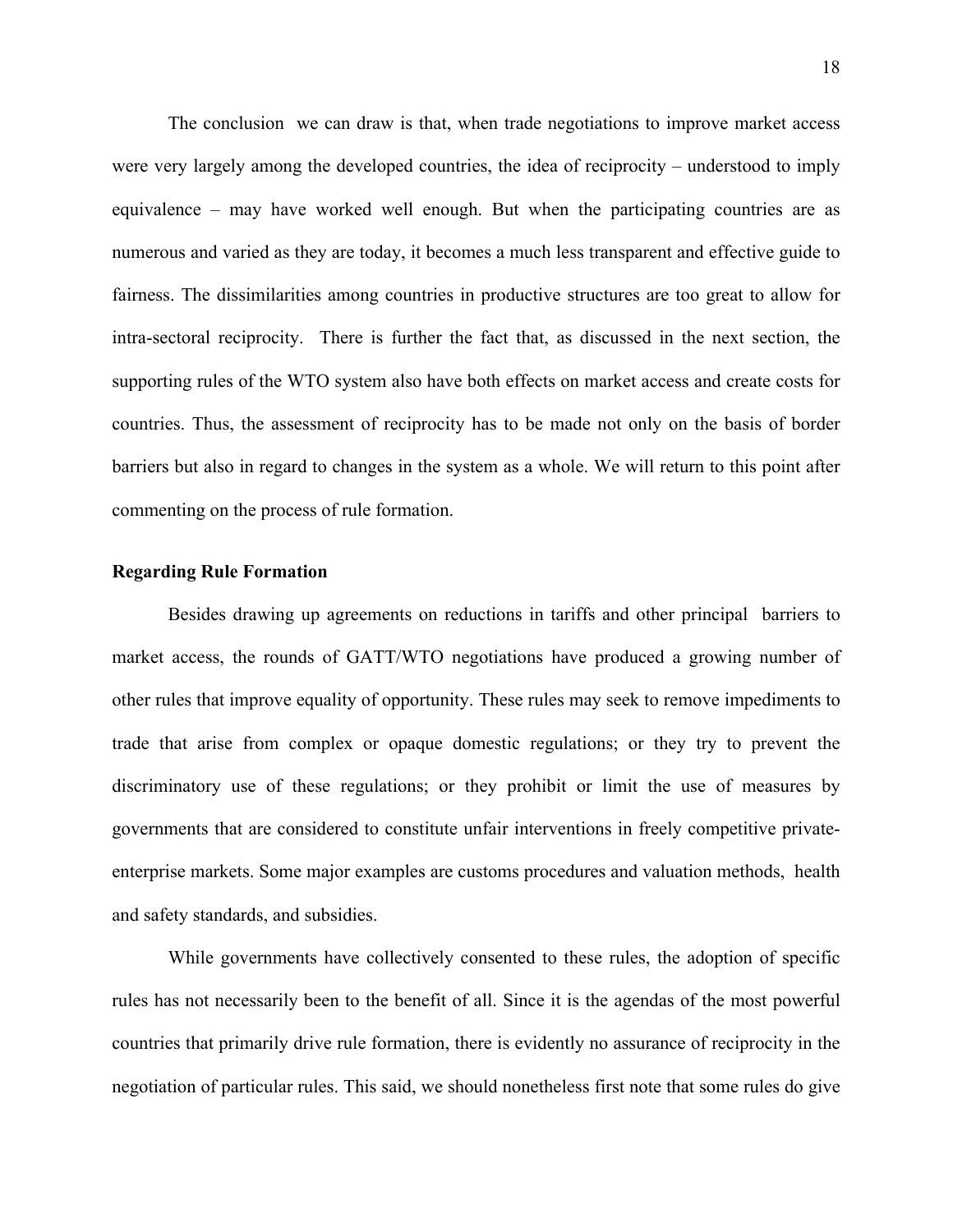The conclusion we can draw is that, when trade negotiations to improve market access were very largely among the developed countries, the idea of reciprocity – understood to imply equivalence – may have worked well enough. But when the participating countries are as numerous and varied as they are today, it becomes a much less transparent and effective guide to fairness. The dissimilarities among countries in productive structures are too great to allow for intra-sectoral reciprocity. There is further the fact that, as discussed in the next section, the supporting rules of the WTO system also have both effects on market access and create costs for countries. Thus, the assessment of reciprocity has to be made not only on the basis of border barriers but also in regard to changes in the system as a whole. We will return to this point after commenting on the process of rule formation.

**Regarding Rule Formation**

Besides drawing up agreements on reductions in tariffs and other principal barriers to market access, the rounds of GATT/WTO negotiations have produced a growing number of other rules that improve equality of opportunity. These rules may seek to remove impediments to trade that arise from complex or opaque domestic regulations; or they try to prevent the discriminatory use of these regulations; or they prohibit or limit the use of measures by governments that are considered to constitute unfair interventions in freely competitive private-enterprise markets. Some major examples are customs procedures and valuation methods, health and safety standards, and subsidies.

While governments have collectively consented to these rules, the adoption of specific rules has not necessarily been to the benefit of all. Since it is the agendas of the most powerful countries that primarily drive rule formation, there is evidently no assurance of reciprocity in the negotiation of particular rules. This said, we should nonetheless first note that some rules do give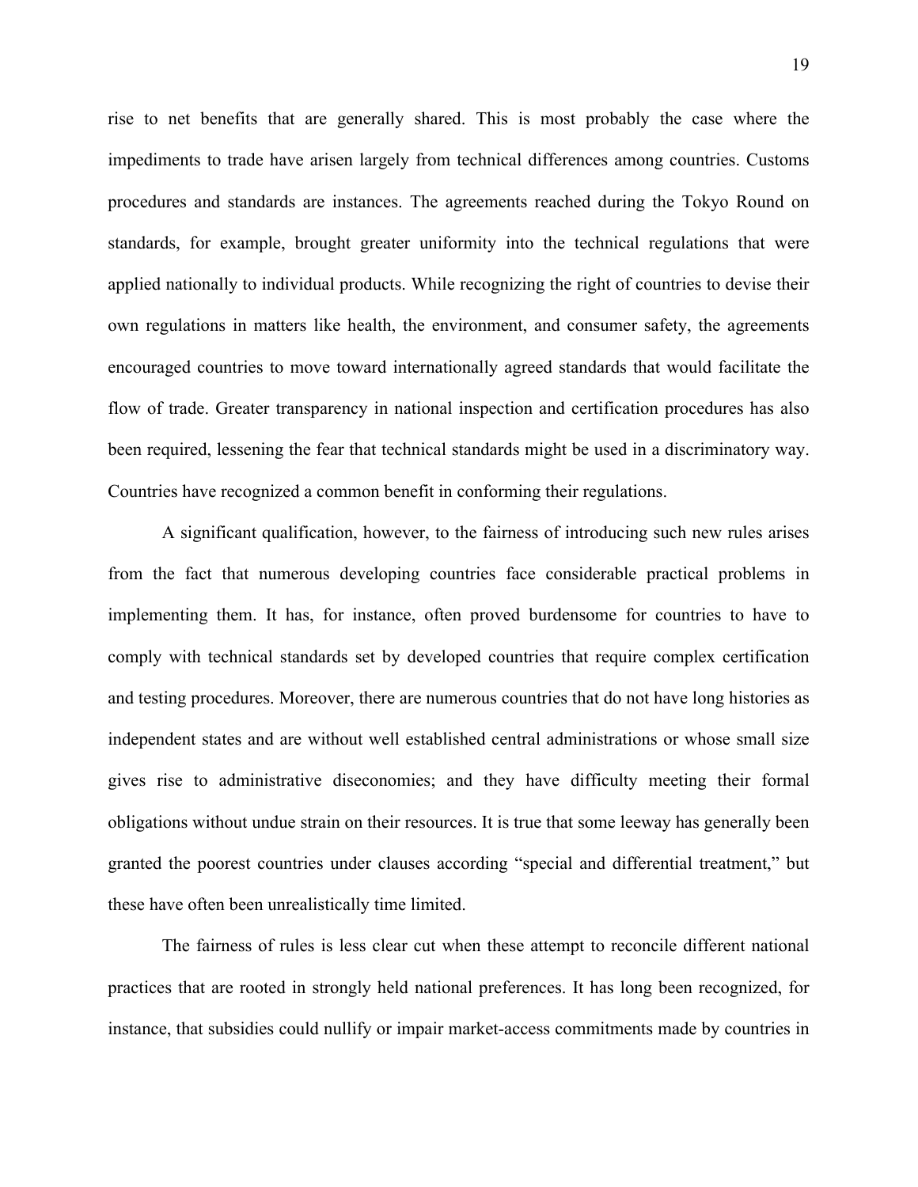rise to net benefits that are generally shared. This is most probably the case where the impediments to trade have arisen largely from technical differences among countries. Customs procedures and standards are instances. The agreements reached during the Tokyo Round on standards, for example, brought greater uniformity into the technical regulations that were applied nationally to individual products. While recognizing the right of countries to devise their own regulations in matters like health, the environment, and consumer safety, the agreements encouraged countries to move toward internationally agreed standards that would facilitate the flow of trade. Greater transparency in national inspection and certification procedures has also been required, lessening the fear that technical standards might be used in a discriminatory way. Countries have recognized a common benefit in conforming their regulations.

A significant qualification, however, to the fairness of introducing such new rules arises from the fact that numerous developing countries face considerable practical problems in implementing them. It has, for instance, often proved burdensome for countries to have to comply with technical standards set by developed countries that require complex certification and testing procedures. Moreover, there are numerous countries that do not have long histories as independent states and are without well established central administrations or whose small size gives rise to administrative diseconomies; and they have difficulty meeting their formal obligations without undue strain on their resources. It is true that some leeway has generally been granted the poorest countries under clauses according "special and differential treatment," but these have often been unrealistically time limited.

The fairness of rules is less clear cut when these attempt to reconcile different national practices that are rooted in strongly held national preferences. It has long been recognized, for instance, that subsidies could nullify or impair market-access commitments made by countries in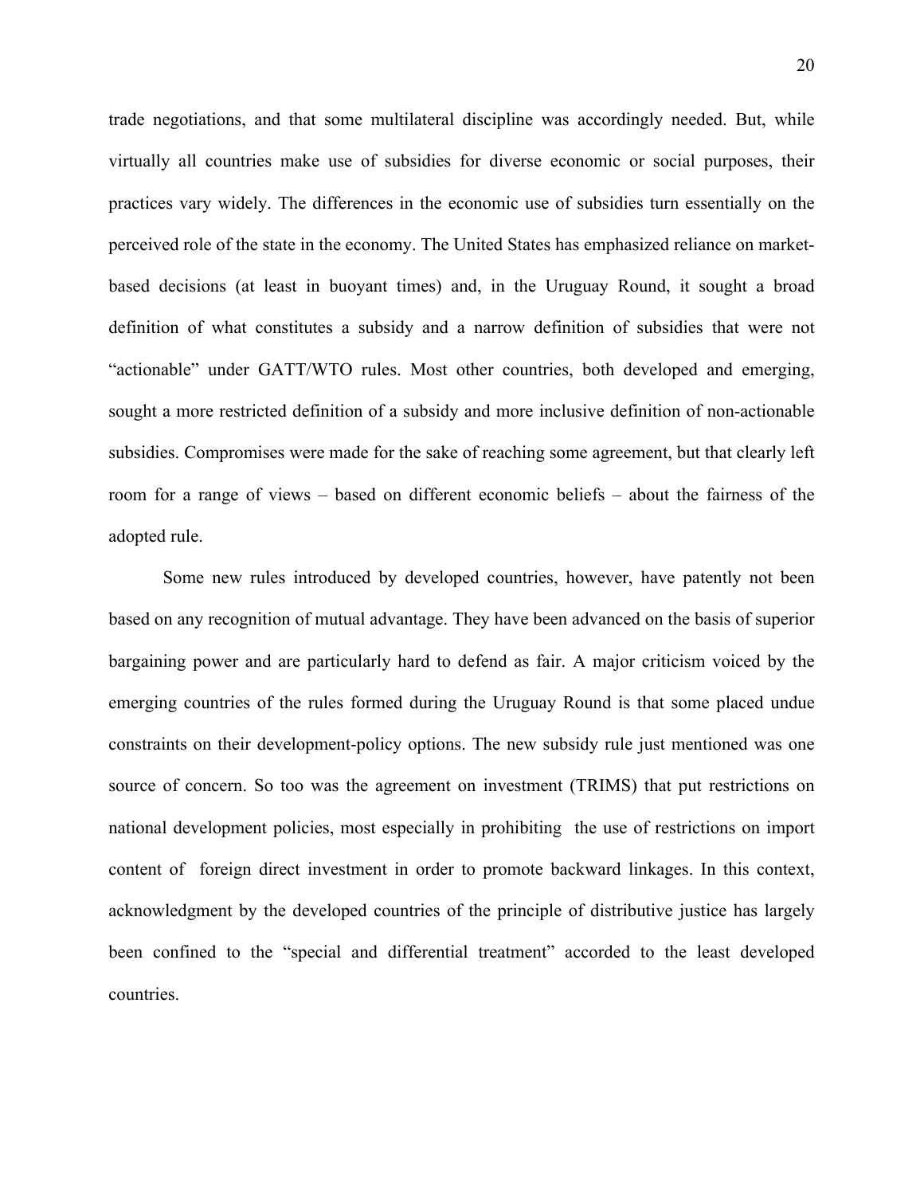trade negotiations, and that some multilateral discipline was accordingly needed. But, while virtually all countries make use of subsidies for diverse economic or social purposes, their practices vary widely. The differences in the economic use of subsidies turn essentially on the perceived role of the state in the economy. The United States has emphasized reliance on market-based decisions (at least in buoyant times) and, in the Uruguay Round, it sought a broad definition of what constitutes a subsidy and a narrow definition of subsidies that were not "actionable" under GATT/WTO rules. Most other countries, both developed and emerging, sought a more restricted definition of a subsidy and more inclusive definition of non-actionable subsidies. Compromises were made for the sake of reaching some agreement, but that clearly left room for a range of views – based on different economic beliefs – about the fairness of the adopted rule.

Some new rules introduced by developed countries, however, have patently not been based on any recognition of mutual advantage. They have been advanced on the basis of superior bargaining power and are particularly hard to defend as fair. A major criticism voiced by the emerging countries of the rules formed during the Uruguay Round is that some placed undue constraints on their development-policy options. The new subsidy rule just mentioned was one source of concern. So too was the agreement on investment (TRIMS) that put restrictions on national development policies, most especially in prohibiting the use of restrictions on import content of foreign direct investment in order to promote backward linkages. In this context, acknowledgment by the developed countries of the principle of distributive justice has largely been confined to the "special and differential treatment" accorded to the least developed countries.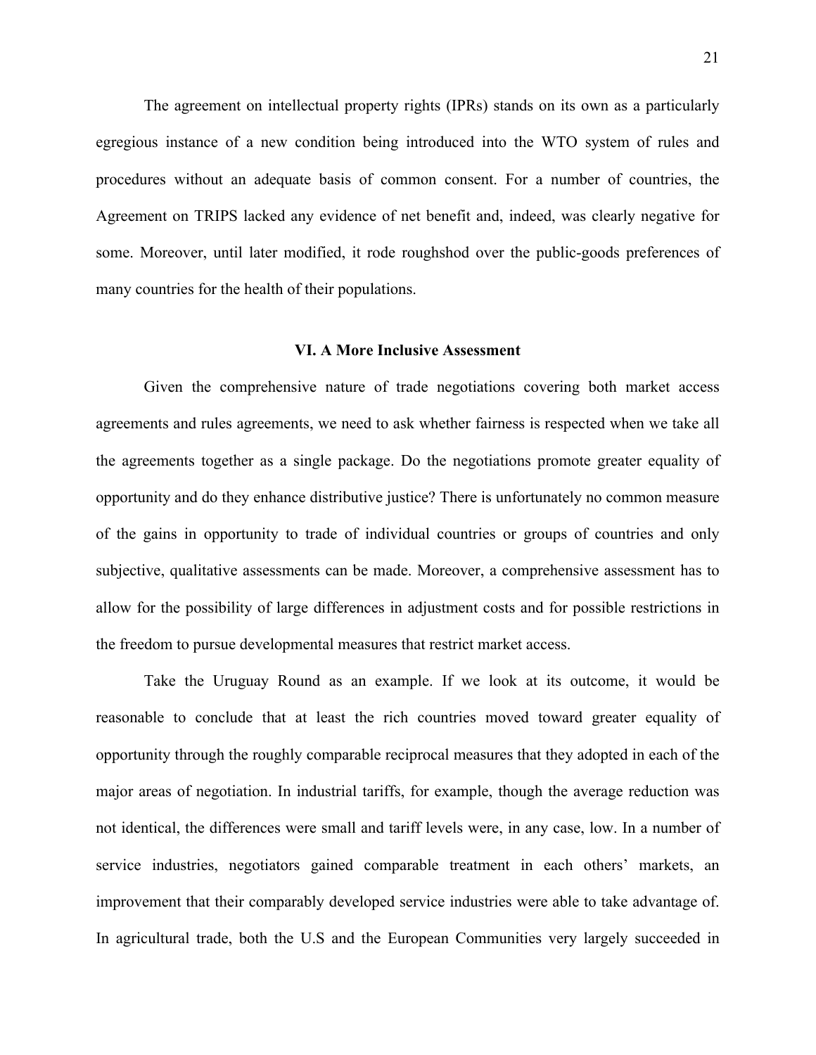The agreement on intellectual property rights (IPRs) stands on its own as a particularly egregious instance of a new condition being introduced into the WTO system of rules and procedures without an adequate basis of common consent. For a number of countries, the Agreement on TRIPS lacked any evidence of net benefit and, indeed, was clearly negative for some. Moreover, until later modified, it rode roughshod over the public-goods preferences of many countries for the health of their populations.

## VI. A More Inclusive Assessment

Given the comprehensive nature of trade negotiations covering both market access agreements and rules agreements, we need to ask whether fairness is respected when we take all the agreements together as a single package. Do the negotiations promote greater equality of opportunity and do they enhance distributive justice? There is unfortunately no common measure of the gains in opportunity to trade of individual countries or groups of countries and only subjective, qualitative assessments can be made. Moreover, a comprehensive assessment has to allow for the possibility of large differences in adjustment costs and for possible restrictions in the freedom to pursue developmental measures that restrict market access.

Take the Uruguay Round as an example. If we look at its outcome, it would be reasonable to conclude that at least the rich countries moved toward greater equality of opportunity through the roughly comparable reciprocal measures that they adopted in each of the major areas of negotiation. In industrial tariffs, for example, though the average reduction was not identical, the differences were small and tariff levels were, in any case, low. In a number of service industries, negotiators gained comparable treatment in each others' markets, an improvement that their comparably developed service industries were able to take advantage of. In agricultural trade, both the U.S and the European Communities very largely succeeded in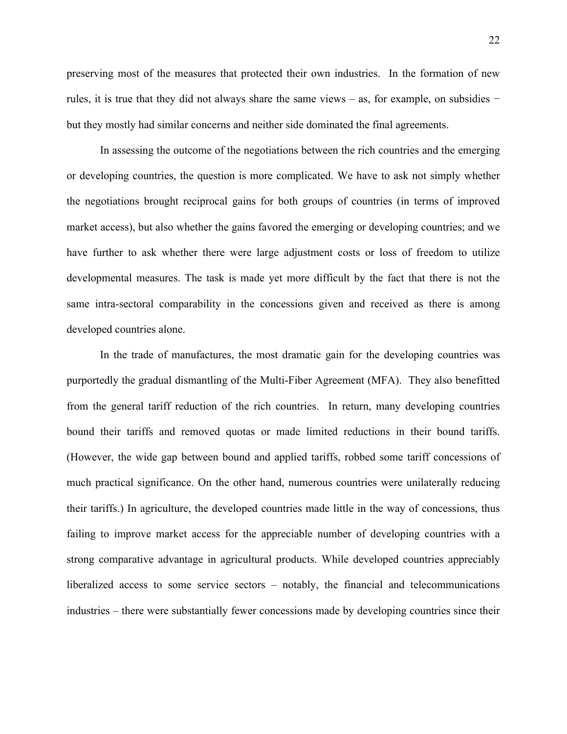preserving most of the measures that protected their own industries. In the formation of new rules, it is true that they did not always share the same views – as, for example, on subsidies − but they mostly had similar concerns and neither side dominated the final agreements.

In assessing the outcome of the negotiations between the rich countries and the emerging or developing countries, the question is more complicated. We have to ask not simply whether the negotiations brought reciprocal gains for both groups of countries (in terms of improved market access), but also whether the gains favored the emerging or developing countries; and we have further to ask whether there were large adjustment costs or loss of freedom to utilize developmental measures. The task is made yet more difficult by the fact that there is not the same intra-sectoral comparability in the concessions given and received as there is among developed countries alone.

In the trade of manufactures, the most dramatic gain for the developing countries was purportedly the gradual dismantling of the Multi-Fiber Agreement (MFA). They also benefitted from the general tariff reduction of the rich countries. In return, many developing countries bound their tariffs and removed quotas or made limited reductions in their bound tariffs. (However, the wide gap between bound and applied tariffs, robbed some tariff concessions of much practical significance. On the other hand, numerous countries were unilaterally reducing their tariffs.) In agriculture, the developed countries made little in the way of concessions, thus failing to improve market access for the appreciable number of developing countries with a strong comparative advantage in agricultural products. While developed countries appreciably liberalized access to some service sectors – notably, the financial and telecommunications industries – there were substantially fewer concessions made by developing countries since their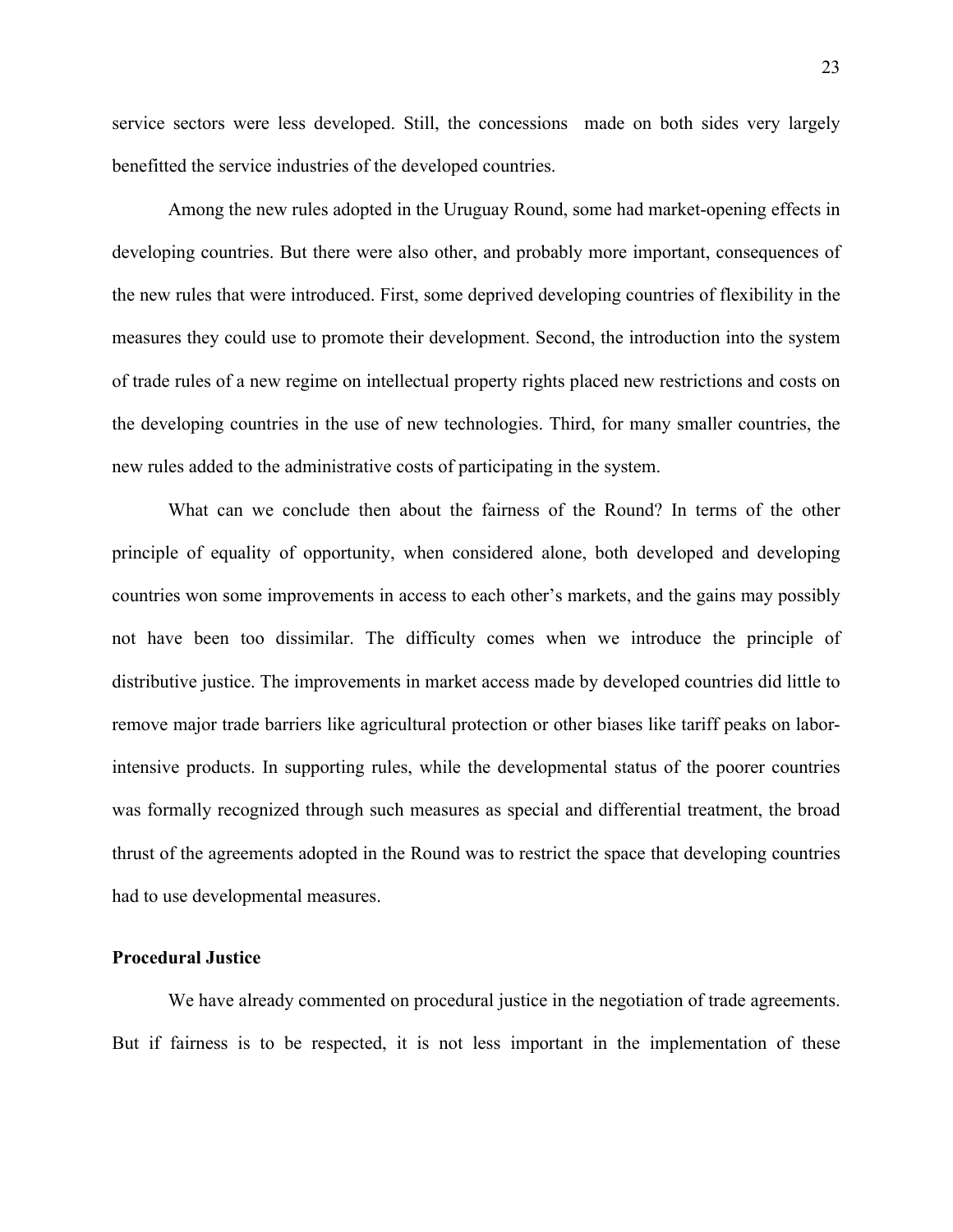service sectors were less developed. Still, the concessions made on both sides very largely benefitted the service industries of the developed countries.

Among the new rules adopted in the Uruguay Round, some had market-opening effects in developing countries. But there were also other, and probably more important, consequences of the new rules that were introduced. First, some deprived developing countries of flexibility in the measures they could use to promote their development. Second, the introduction into the system of trade rules of a new regime on intellectual property rights placed new restrictions and costs on the developing countries in the use of new technologies. Third, for many smaller countries, the new rules added to the administrative costs of participating in the system.

What can we conclude then about the fairness of the Round? In terms of the other principle of equality of opportunity, when considered alone, both developed and developing countries won some improvements in access to each other's markets, and the gains may possibly not have been too dissimilar. The difficulty comes when we introduce the principle of distributive justice. The improvements in market access made by developed countries did little to remove major trade barriers like agricultural protection or other biases like tariff peaks on labor-intensive products. In supporting rules, while the developmental status of the poorer countries was formally recognized through such measures as special and differential treatment, the broad thrust of the agreements adopted in the Round was to restrict the space that developing countries had to use developmental measures.

**Procedural Justice**

We have already commented on procedural justice in the negotiation of trade agreements. But if fairness is to be respected, it is not less important in the implementation of these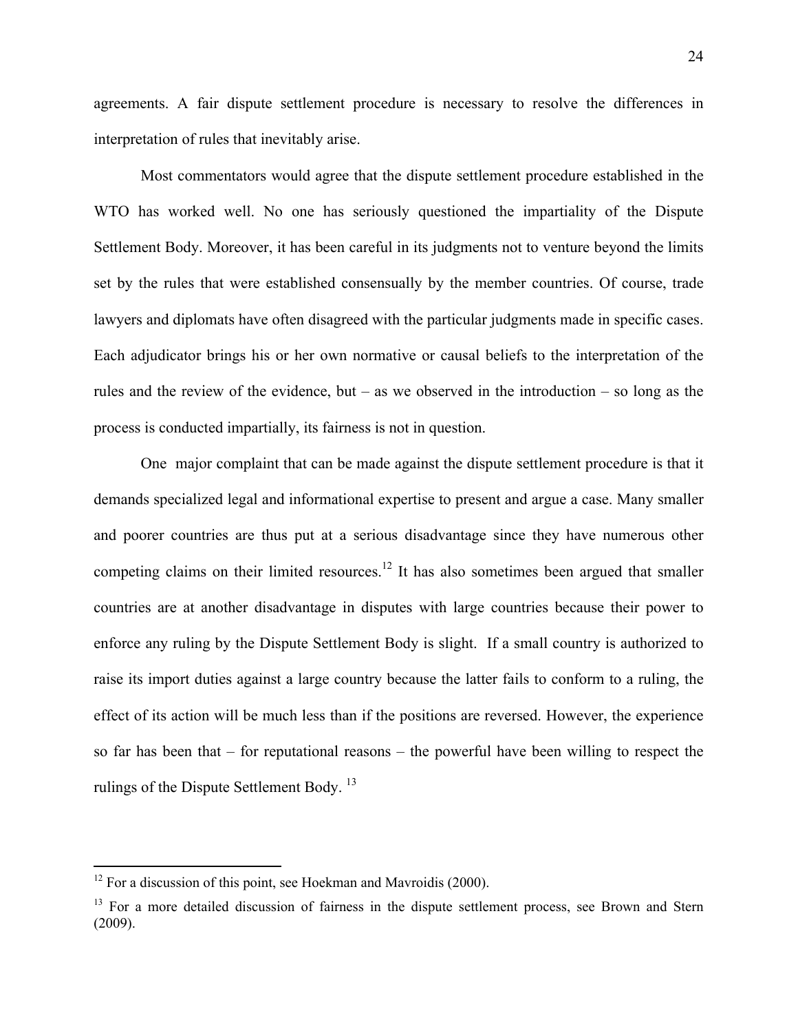agreements. A fair dispute settlement procedure is necessary to resolve the differences in interpretation of rules that inevitably arise.

Most commentators would agree that the dispute settlement procedure established in the WTO has worked well. No one has seriously questioned the impartiality of the Dispute Settlement Body. Moreover, it has been careful in its judgments not to venture beyond the limits set by the rules that were established consensually by the member countries. Of course, trade lawyers and diplomats have often disagreed with the particular judgments made in specific cases. Each adjudicator brings his or her own normative or causal beliefs to the interpretation of the rules and the review of the evidence, but – as we observed in the introduction – so long as the process is conducted impartially, its fairness is not in question.

One major complaint that can be made against the dispute settlement procedure is that it demands specialized legal and informational expertise to present and argue a case. Many smaller and poorer countries are thus put at a serious disadvantage since they have numerous other competing claims on their limited resources.[12] It has also sometimes been argued that smaller countries are at another disadvantage in disputes with large countries because their power to enforce any ruling by the Dispute Settlement Body is slight. If a small country is authorized to raise its import duties against a large country because the latter fails to conform to a ruling, the effect of its action will be much less than if the positions are reversed. However, the experience so far has been that – for reputational reasons – the powerful have been willing to respect the rulings of the Dispute Settlement Body.[13]

---

[12] For a discussion of this point, see Hoekman and Mavroidis (2000).

[13] For a more detailed discussion of fairness in the dispute settlement process, see Brown and Stern (2009).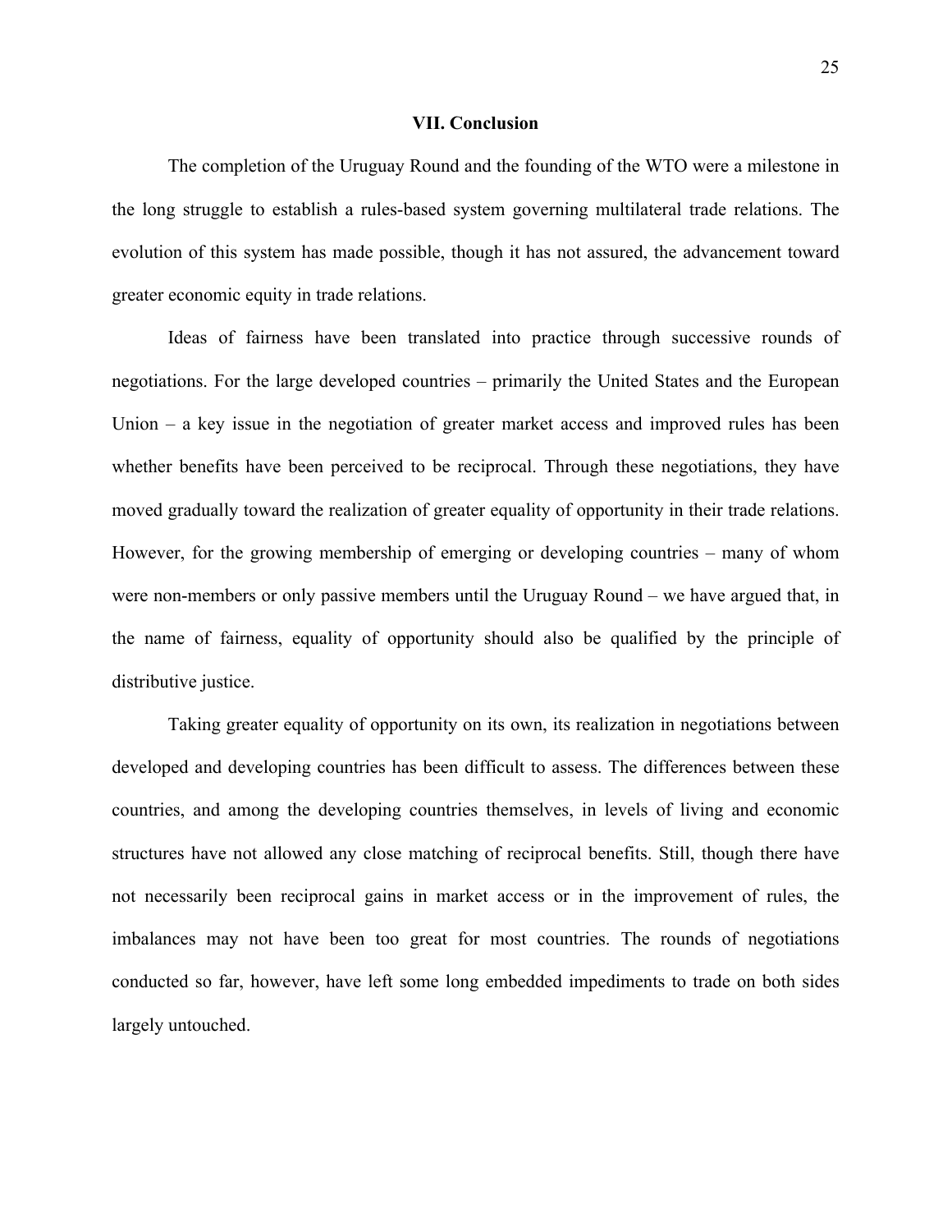## VII. Conclusion

The completion of the Uruguay Round and the founding of the WTO were a milestone in the long struggle to establish a rules-based system governing multilateral trade relations. The evolution of this system has made possible, though it has not assured, the advancement toward greater economic equity in trade relations.

Ideas of fairness have been translated into practice through successive rounds of negotiations. For the large developed countries – primarily the United States and the European Union – a key issue in the negotiation of greater market access and improved rules has been whether benefits have been perceived to be reciprocal. Through these negotiations, they have moved gradually toward the realization of greater equality of opportunity in their trade relations. However, for the growing membership of emerging or developing countries – many of whom were non-members or only passive members until the Uruguay Round – we have argued that, in the name of fairness, equality of opportunity should also be qualified by the principle of distributive justice.

Taking greater equality of opportunity on its own, its realization in negotiations between developed and developing countries has been difficult to assess. The differences between these countries, and among the developing countries themselves, in levels of living and economic structures have not allowed any close matching of reciprocal benefits. Still, though there have not necessarily been reciprocal gains in market access or in the improvement of rules, the imbalances may not have been too great for most countries. The rounds of negotiations conducted so far, however, have left some long embedded impediments to trade on both sides largely untouched.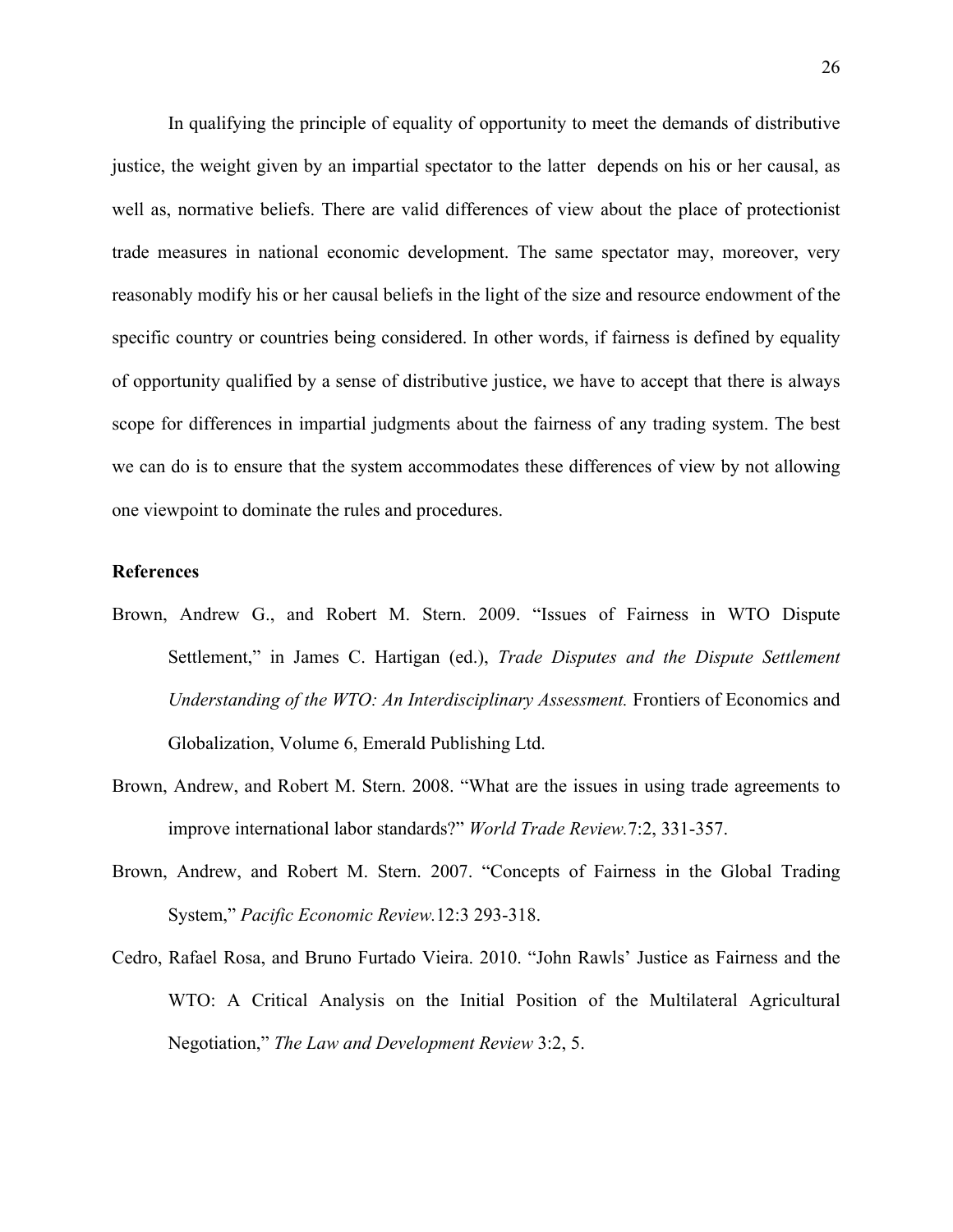In qualifying the principle of equality of opportunity to meet the demands of distributive justice, the weight given by an impartial spectator to the latter depends on his or her causal, as well as, normative beliefs. There are valid differences of view about the place of protectionist trade measures in national economic development. The same spectator may, moreover, very reasonably modify his or her causal beliefs in the light of the size and resource endowment of the specific country or countries being considered. In other words, if fairness is defined by equality of opportunity qualified by a sense of distributive justice, we have to accept that there is always scope for differences in impartial judgments about the fairness of any trading system. The best we can do is to ensure that the system accommodates these differences of view by not allowing one viewpoint to dominate the rules and procedures.

**References**

Brown, Andrew G., and Robert M. Stern. 2009. "Issues of Fairness in WTO Dispute Settlement," in James C. Hartigan (ed.), *Trade Disputes and the Dispute Settlement Understanding of the WTO: An Interdisciplinary Assessment.* Frontiers of Economics and Globalization, Volume 6, Emerald Publishing Ltd.

Brown, Andrew, and Robert M. Stern. 2008. "What are the issues in using trade agreements to improve international labor standards?" *World Trade Review.*7:2, 331-357.

Brown, Andrew, and Robert M. Stern. 2007. "Concepts of Fairness in the Global Trading System," *Pacific Economic Review.*12:3 293-318.

Cedro, Rafael Rosa, and Bruno Furtado Vieira. 2010. "John Rawls' Justice as Fairness and the WTO: A Critical Analysis on the Initial Position of the Multilateral Agricultural Negotiation," *The Law and Development Review* 3:2, 5.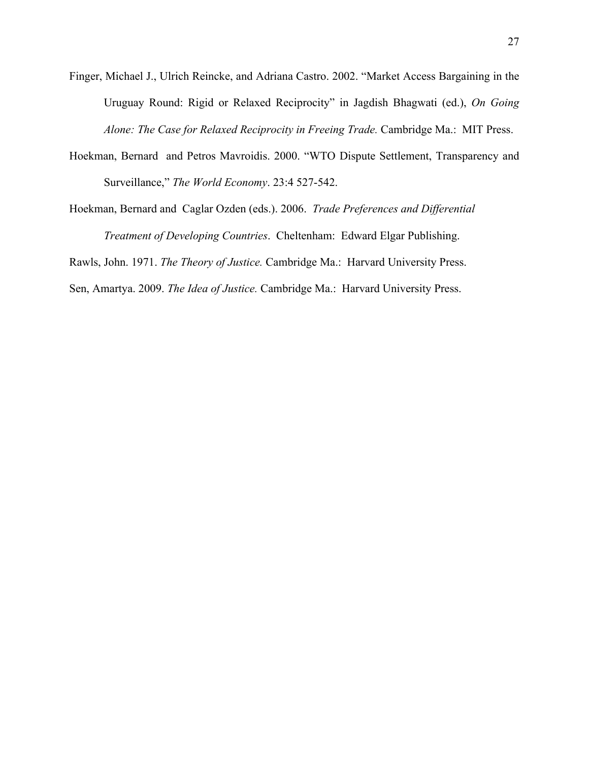Finger, Michael J., Ulrich Reincke, and Adriana Castro. 2002. "Market Access Bargaining in the Uruguay Round: Rigid or Relaxed Reciprocity" in Jagdish Bhagwati (ed.), *On Going Alone: The Case for Relaxed Reciprocity in Freeing Trade.* Cambridge Ma.: MIT Press.

Hoekman, Bernard and Petros Mavroidis. 2000. "WTO Dispute Settlement, Transparency and Surveillance," *The World Economy*. 23:4 527-542.

Hoekman, Bernard and Caglar Ozden (eds.). 2006. *Trade Preferences and Differential Treatment of Developing Countries*. Cheltenham: Edward Elgar Publishing.

Rawls, John. 1971. *The Theory of Justice.* Cambridge Ma.: Harvard University Press.

Sen, Amartya. 2009. *The Idea of Justice.* Cambridge Ma.: Harvard University Press.